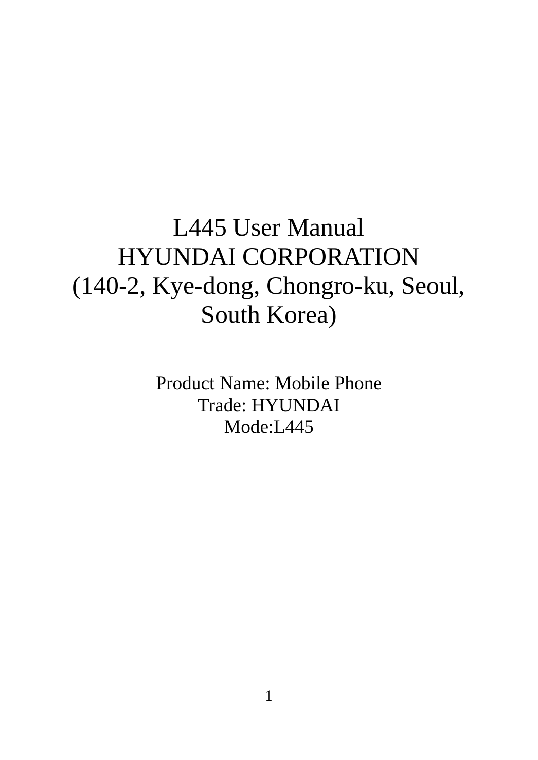# L445 User Manual

# HYUNDAI CORPORATION

# (140-2, Kye-dong, Chongro-ku, Seoul, South Korea)

Product Name: Mobile Phone

Trade: HYUNDAI

Mode:L445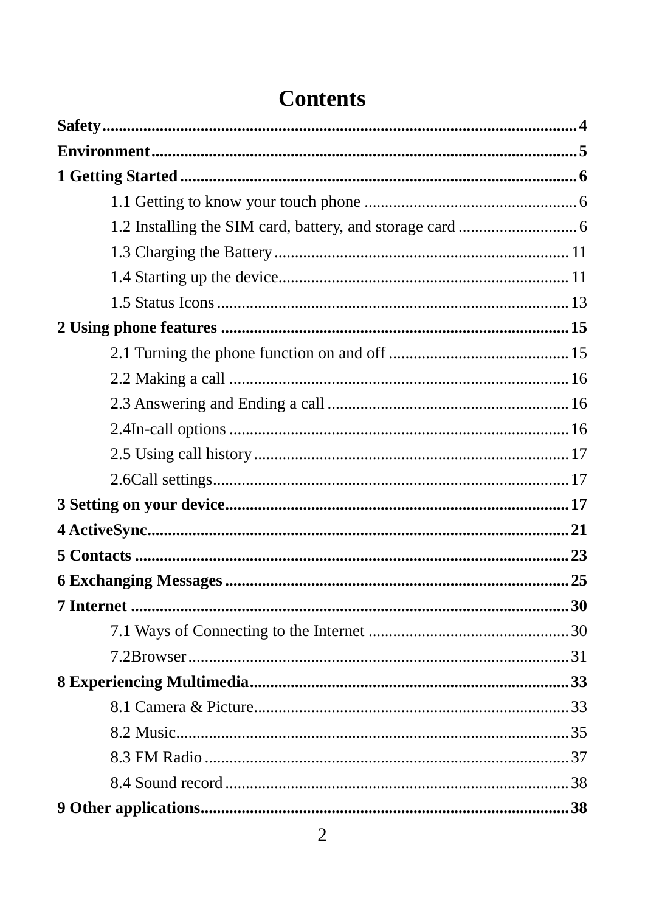# Contents

**Safety** .......... **4**

**Environment** .......... **5**

**1 Getting Started** .......... **6**

- 1.1 Getting to know your touch phone .......... 6
- 1.2 Installing the SIM card, battery, and storage card .......... 6
- 1.3 Charging the Battery .......... 11
- 1.4 Starting up the device .......... 11
- 1.5 Status Icons .......... 13

**2 Using phone features** .......... **15**

- 2.1 Turning the phone function on and off .......... 15
- 2.2 Making a call .......... 16
- 2.3 Answering and Ending a call .......... 16
- 2.4In-call options .......... 16
- 2.5 Using call history .......... 17
- 2.6Call settings .......... 17

**3 Setting on your device** .......... **17**

**4 ActiveSync** .......... **21**

**5 Contacts** .......... **23**

**6 Exchanging Messages** .......... **25**

**7 Internet** .......... **30**

- 7.1 Ways of Connecting to the Internet .......... 30
- 7.2Browser .......... 31

**8 Experiencing Multimedia** .......... **33**

- 8.1 Camera & Picture .......... 33
- 8.2 Music .......... 35
- 8.3 FM Radio .......... 37
- 8.4 Sound record .......... 38

**9 Other applications** .......... **38**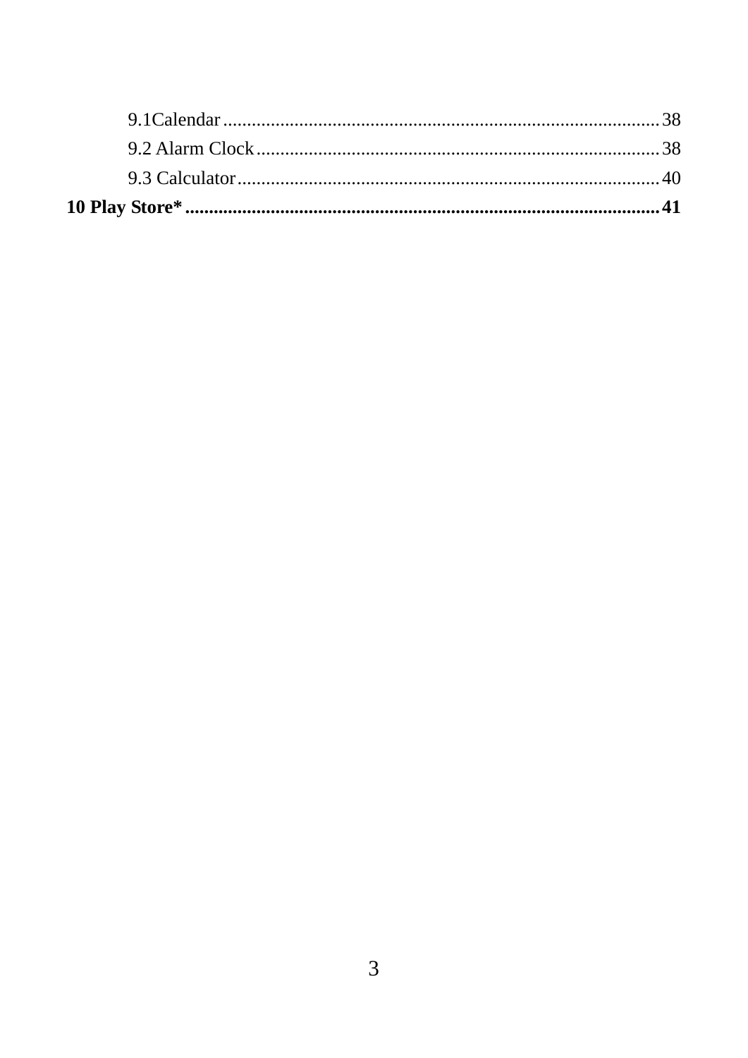9.1Calendar ........................................................................................ 38

9.2 Alarm Clock ................................................................................. 38

9.3 Calculator ..................................................................................... 40

**10 Play Store\* .................................................................................... 41**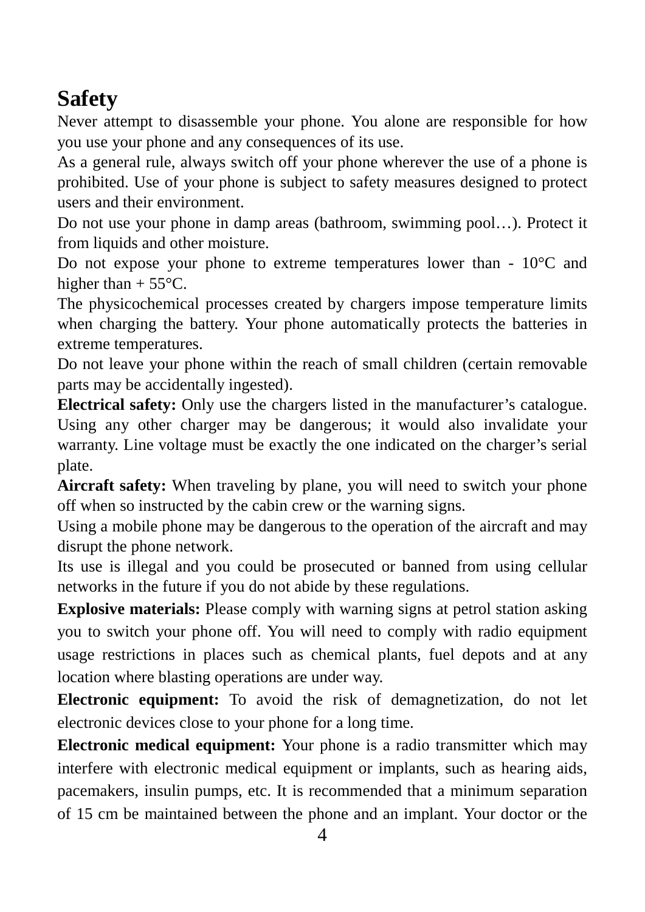# Safety

Never attempt to disassemble your phone. You alone are responsible for how you use your phone and any consequences of its use.

As a general rule, always switch off your phone wherever the use of a phone is prohibited. Use of your phone is subject to safety measures designed to protect users and their environment.

Do not use your phone in damp areas (bathroom, swimming pool…). Protect it from liquids and other moisture.

Do not expose your phone to extreme temperatures lower than - 10°C and higher than + 55°C.

The physicochemical processes created by chargers impose temperature limits when charging the battery. Your phone automatically protects the batteries in extreme temperatures.

Do not leave your phone within the reach of small children (certain removable parts may be accidentally ingested).

**Electrical safety:** Only use the chargers listed in the manufacturer's catalogue. Using any other charger may be dangerous; it would also invalidate your warranty. Line voltage must be exactly the one indicated on the charger's serial plate.

**Aircraft safety:** When traveling by plane, you will need to switch your phone off when so instructed by the cabin crew or the warning signs.

Using a mobile phone may be dangerous to the operation of the aircraft and may disrupt the phone network.

Its use is illegal and you could be prosecuted or banned from using cellular networks in the future if you do not abide by these regulations.

**Explosive materials:** Please comply with warning signs at petrol station asking you to switch your phone off. You will need to comply with radio equipment usage restrictions in places such as chemical plants, fuel depots and at any location where blasting operations are under way.

**Electronic equipment:** To avoid the risk of demagnetization, do not let electronic devices close to your phone for a long time.

**Electronic medical equipment:** Your phone is a radio transmitter which may interfere with electronic medical equipment or implants, such as hearing aids, pacemakers, insulin pumps, etc. It is recommended that a minimum separation of 15 cm be maintained between the phone and an implant. Your doctor or the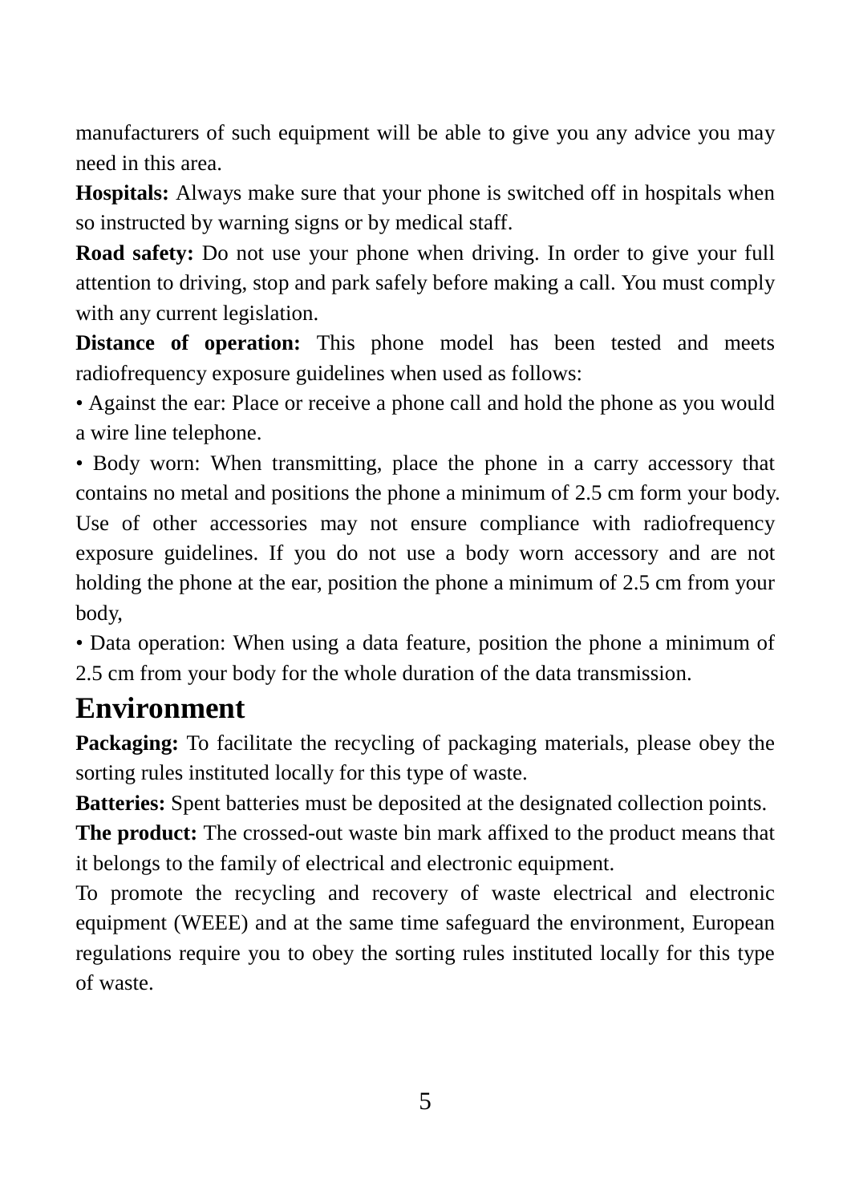manufacturers of such equipment will be able to give you any advice you may need in this area.

**Hospitals:** Always make sure that your phone is switched off in hospitals when so instructed by warning signs or by medical staff.

**Road safety:** Do not use your phone when driving. In order to give your full attention to driving, stop and park safely before making a call. You must comply with any current legislation.

**Distance of operation:** This phone model has been tested and meets radiofrequency exposure guidelines when used as follows:

• Against the ear: Place or receive a phone call and hold the phone as you would a wire line telephone.

• Body worn: When transmitting, place the phone in a carry accessory that contains no metal and positions the phone a minimum of 2.5 cm form your body. Use of other accessories may not ensure compliance with radiofrequency exposure guidelines. If you do not use a body worn accessory and are not holding the phone at the ear, position the phone a minimum of 2.5 cm from your body,

• Data operation: When using a data feature, position the phone a minimum of 2.5 cm from your body for the whole duration of the data transmission.

## Environment

**Packaging:** To facilitate the recycling of packaging materials, please obey the sorting rules instituted locally for this type of waste.

**Batteries:** Spent batteries must be deposited at the designated collection points.

**The product:** The crossed-out waste bin mark affixed to the product means that it belongs to the family of electrical and electronic equipment.

To promote the recycling and recovery of waste electrical and electronic equipment (WEEE) and at the same time safeguard the environment, European regulations require you to obey the sorting rules instituted locally for this type of waste.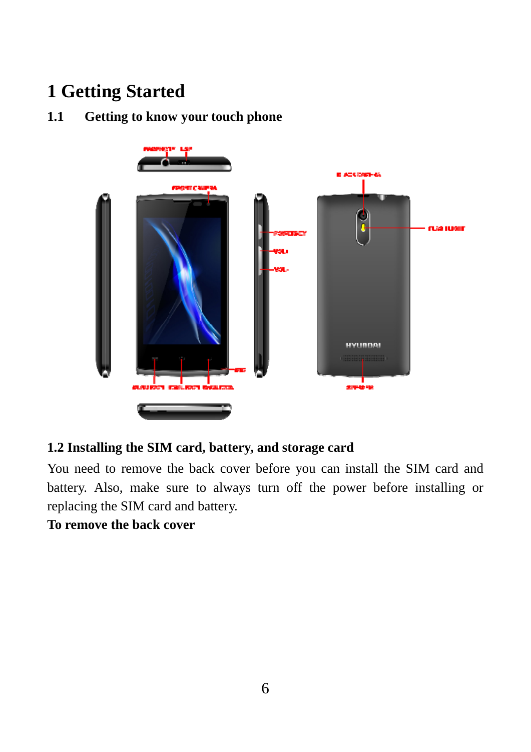# 1 Getting Started

## 1.1 Getting to know your touch phone

## 1.2 Installing the SIM card, battery, and storage card

You need to remove the back cover before you can install the SIM card and battery. Also, make sure to always turn off the power before installing or replacing the SIM card and battery.

**To remove the back cover**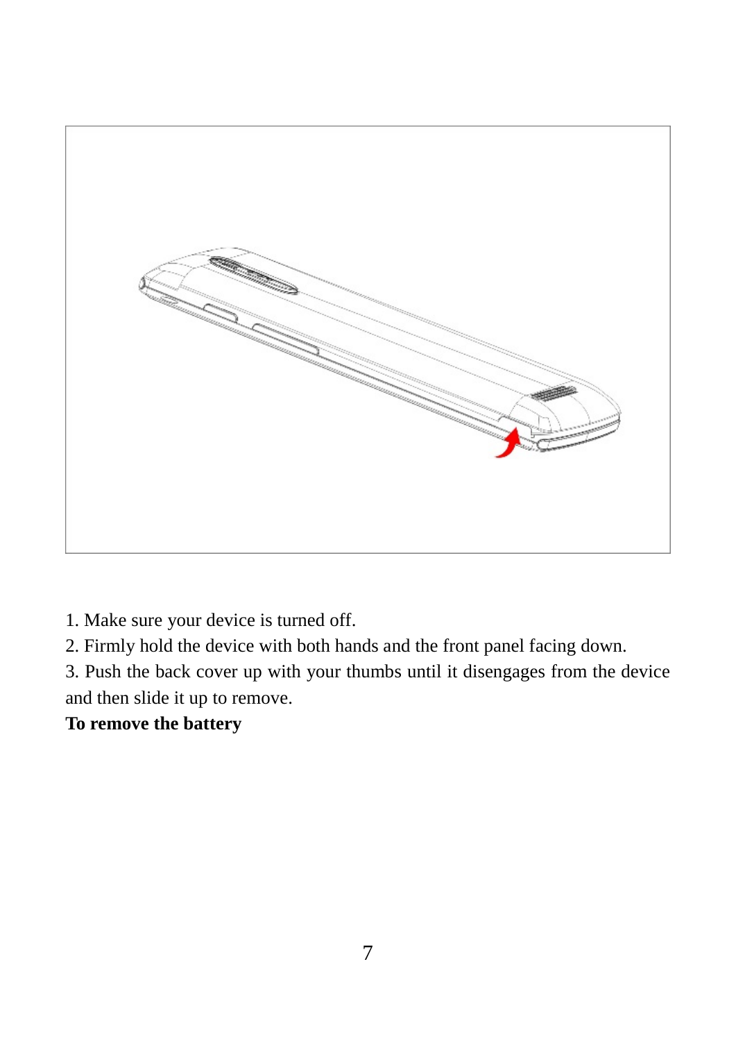1. Make sure your device is turned off.
2. Firmly hold the device with both hands and the front panel facing down.
3. Push the back cover up with your thumbs until it disengages from the device and then slide it up to remove.

**To remove the battery**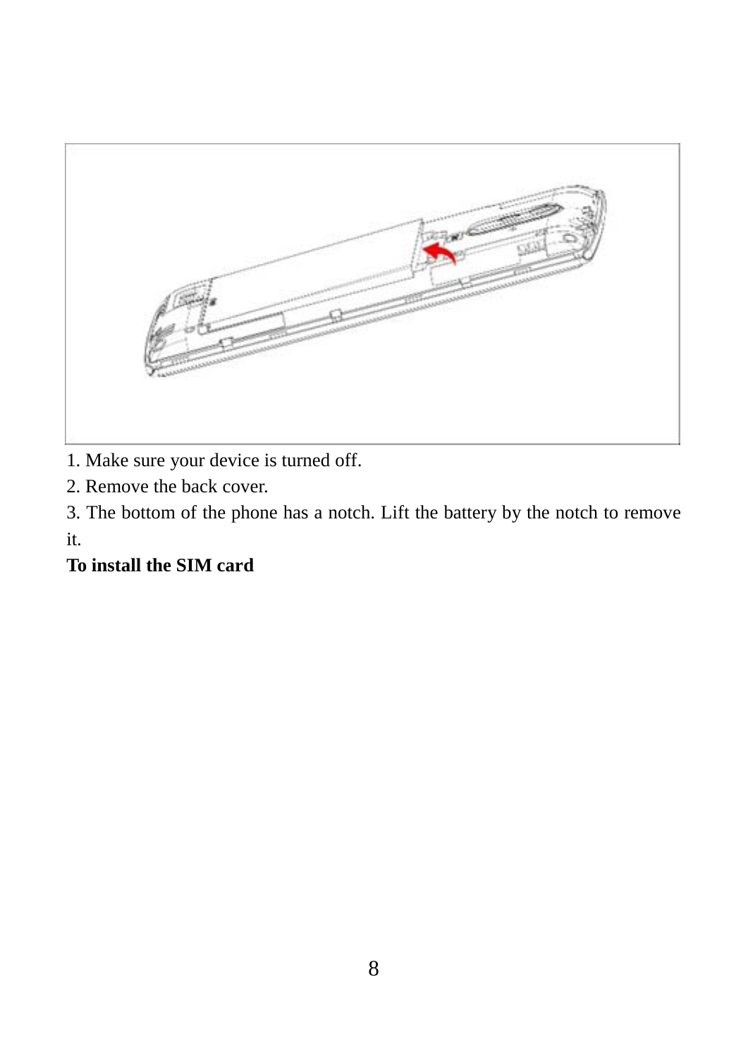1. Make sure your device is turned off.
2. Remove the back cover.
3. The bottom of the phone has a notch. Lift the battery by the notch to remove it.

**To install the SIM card**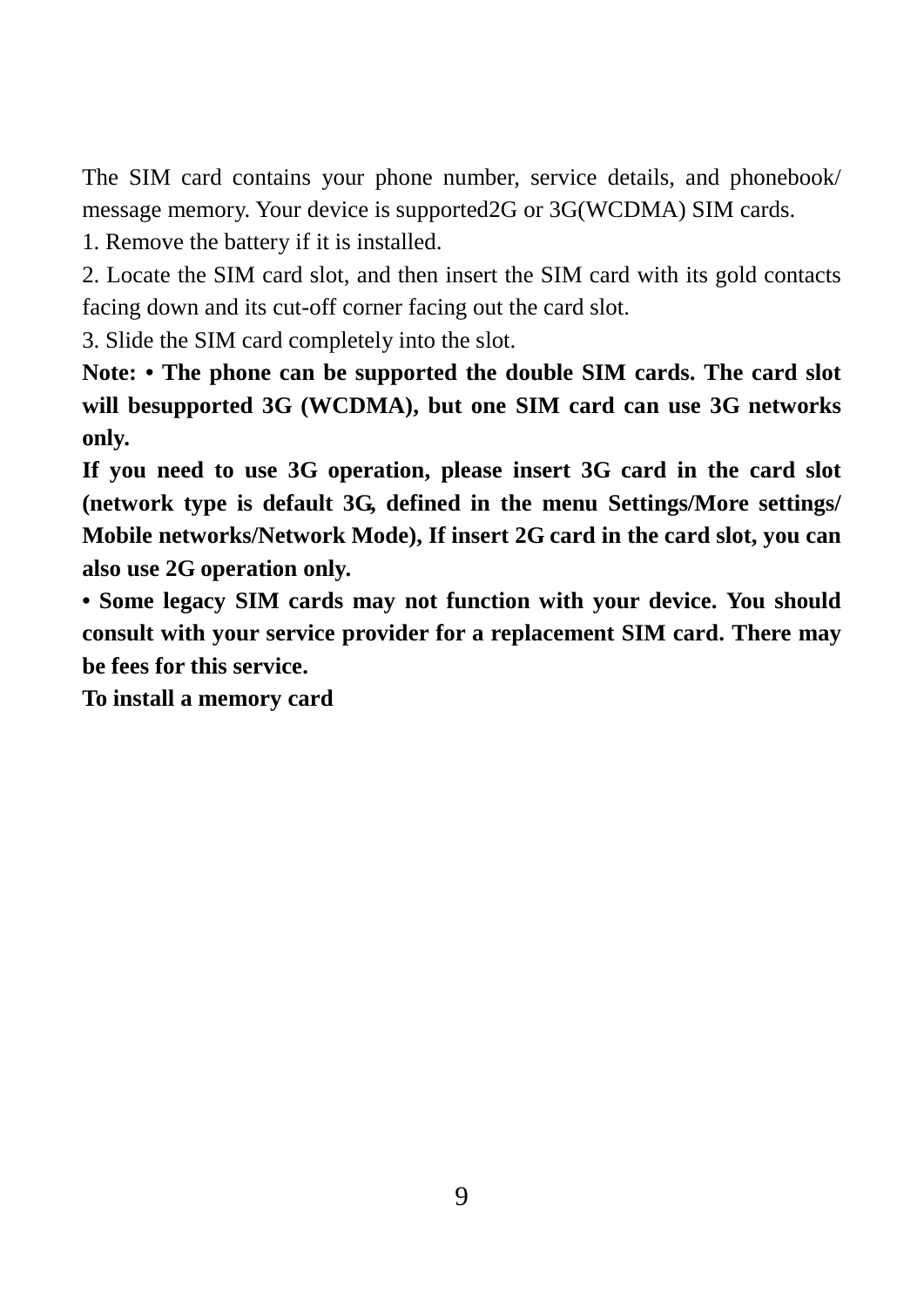The SIM card contains your phone number, service details, and phonebook/ message memory. Your device is supported2G or 3G(WCDMA) SIM cards.

1. Remove the battery if it is installed.
2. Locate the SIM card slot, and then insert the SIM card with its gold contacts facing down and its cut-off corner facing out the card slot.
3. Slide the SIM card completely into the slot.

**Note: • The phone can be supported the double SIM cards. The card slot will besupported 3G (WCDMA), but one SIM card can use 3G networks only.**

**If you need to use 3G operation, please insert 3G card in the card slot (network type is default 3G, defined in the menu Settings/More settings/ Mobile networks/Network Mode), If insert 2G card in the card slot, you can also use 2G operation only.**

**• Some legacy SIM cards may not function with your device. You should consult with your service provider for a replacement SIM card. There may be fees for this service.**

**To install a memory card**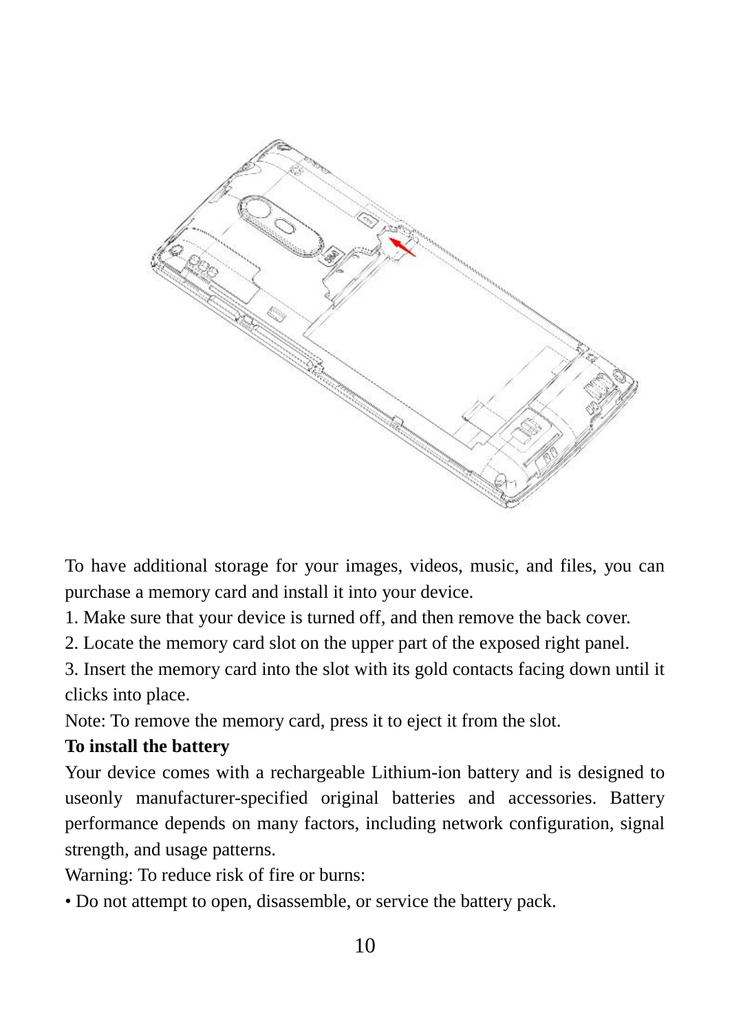To have additional storage for your images, videos, music, and files, you can purchase a memory card and install it into your device.

1. Make sure that your device is turned off, and then remove the back cover.
2. Locate the memory card slot on the upper part of the exposed right panel.
3. Insert the memory card into the slot with its gold contacts facing down until it clicks into place.

Note: To remove the memory card, press it to eject it from the slot.

**To install the battery**

Your device comes with a rechargeable Lithium-ion battery and is designed to useonly manufacturer-specified original batteries and accessories. Battery performance depends on many factors, including network configuration, signal strength, and usage patterns.

Warning: To reduce risk of fire or burns:

• Do not attempt to open, disassemble, or service the battery pack.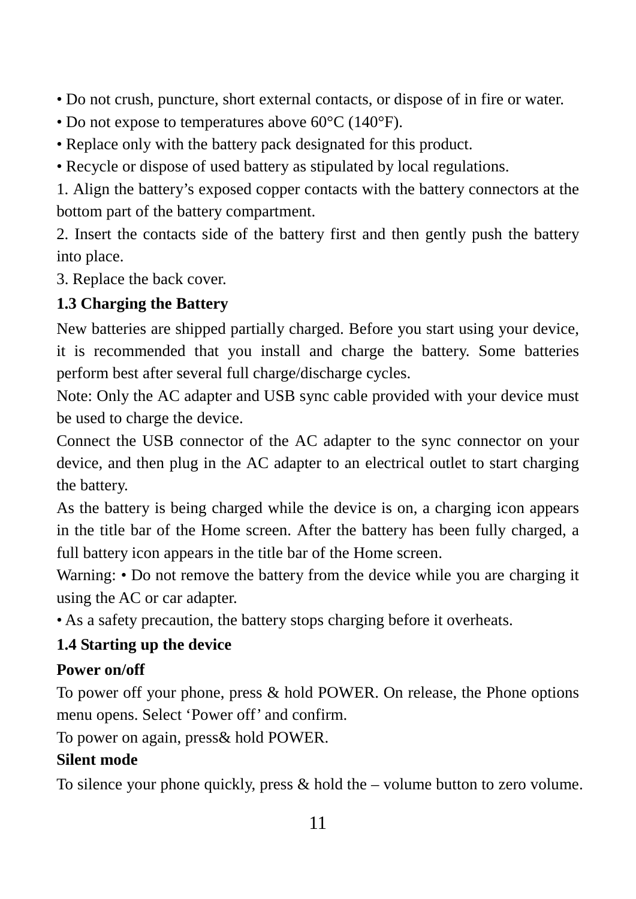• Do not crush, puncture, short external contacts, or dispose of in fire or water.

• Do not expose to temperatures above 60°C (140°F).

• Replace only with the battery pack designated for this product.

• Recycle or dispose of used battery as stipulated by local regulations.

1. Align the battery's exposed copper contacts with the battery connectors at the bottom part of the battery compartment.

2. Insert the contacts side of the battery first and then gently push the battery into place.

3. Replace the back cover.

## 1.3 Charging the Battery

New batteries are shipped partially charged. Before you start using your device, it is recommended that you install and charge the battery. Some batteries perform best after several full charge/discharge cycles.

Note: Only the AC adapter and USB sync cable provided with your device must be used to charge the device.

Connect the USB connector of the AC adapter to the sync connector on your device, and then plug in the AC adapter to an electrical outlet to start charging the battery.

As the battery is being charged while the device is on, a charging icon appears in the title bar of the Home screen. After the battery has been fully charged, a full battery icon appears in the title bar of the Home screen.

Warning: • Do not remove the battery from the device while you are charging it using the AC or car adapter.

• As a safety precaution, the battery stops charging before it overheats.

## 1.4 Starting up the device

**Power on/off**

To power off your phone, press & hold POWER. On release, the Phone options menu opens. Select 'Power off' and confirm.

To power on again, press& hold POWER.

**Silent mode**

To silence your phone quickly, press & hold the – volume button to zero volume.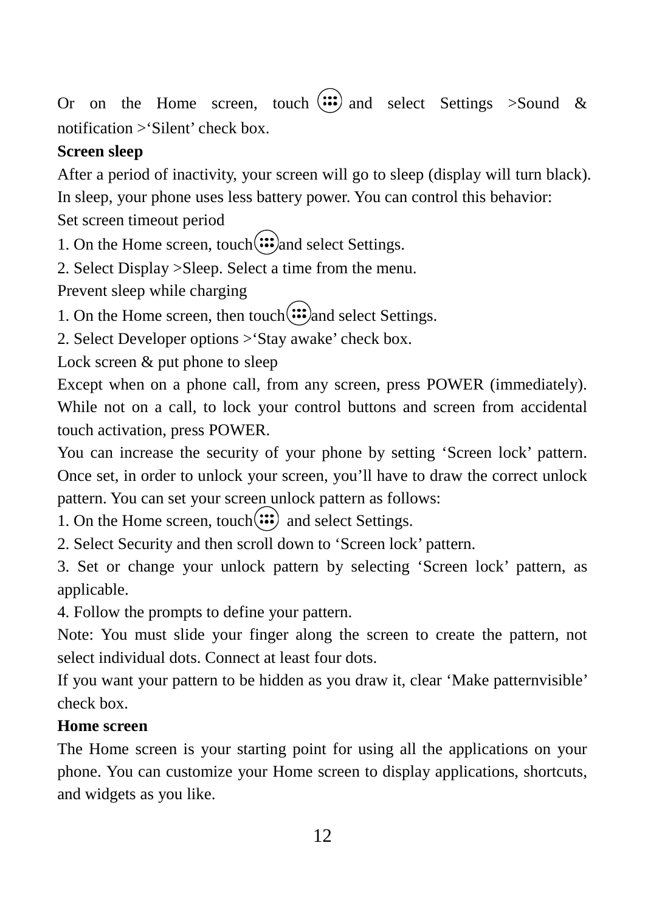Or on the Home screen, touch and select Settings >Sound & notification >'Silent' check box.

**Screen sleep**

After a period of inactivity, your screen will go to sleep (display will turn black). In sleep, your phone uses less battery power. You can control this behavior:

Set screen timeout period

1. On the Home screen, touch and select Settings.
2. Select Display >Sleep. Select a time from the menu.

Prevent sleep while charging

1. On the Home screen, then touch and select Settings.
2. Select Developer options >'Stay awake' check box.

Lock screen & put phone to sleep

Except when on a phone call, from any screen, press POWER (immediately). While not on a call, to lock your control buttons and screen from accidental touch activation, press POWER.

You can increase the security of your phone by setting 'Screen lock' pattern. Once set, in order to unlock your screen, you'll have to draw the correct unlock pattern. You can set your screen unlock pattern as follows:

1. On the Home screen, touch and select Settings.
2. Select Security and then scroll down to 'Screen lock' pattern.
3. Set or change your unlock pattern by selecting 'Screen lock' pattern, as applicable.
4. Follow the prompts to define your pattern.

Note: You must slide your finger along the screen to create the pattern, not select individual dots. Connect at least four dots.

If you want your pattern to be hidden as you draw it, clear 'Make patternvisible' check box.

**Home screen**

The Home screen is your starting point for using all the applications on your phone. You can customize your Home screen to display applications, shortcuts, and widgets as you like.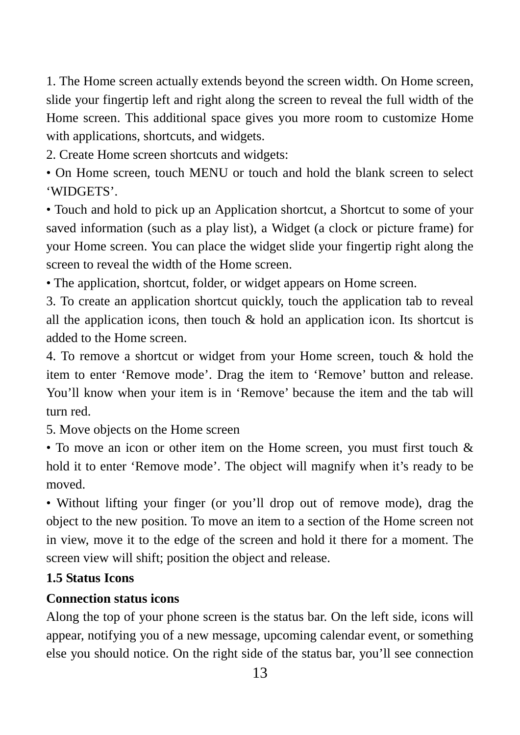1. The Home screen actually extends beyond the screen width. On Home screen, slide your fingertip left and right along the screen to reveal the full width of the Home screen. This additional space gives you more room to customize Home with applications, shortcuts, and widgets.

2. Create Home screen shortcuts and widgets:

• On Home screen, touch MENU or touch and hold the blank screen to select 'WIDGETS'.

• Touch and hold to pick up an Application shortcut, a Shortcut to some of your saved information (such as a play list), a Widget (a clock or picture frame) for your Home screen. You can place the widget slide your fingertip right along the screen to reveal the width of the Home screen.

• The application, shortcut, folder, or widget appears on Home screen.

3. To create an application shortcut quickly, touch the application tab to reveal all the application icons, then touch & hold an application icon. Its shortcut is added to the Home screen.

4. To remove a shortcut or widget from your Home screen, touch & hold the item to enter 'Remove mode'. Drag the item to 'Remove' button and release. You'll know when your item is in 'Remove' because the item and the tab will turn red.

5. Move objects on the Home screen

• To move an icon or other item on the Home screen, you must first touch & hold it to enter 'Remove mode'. The object will magnify when it's ready to be moved.

• Without lifting your finger (or you'll drop out of remove mode), drag the object to the new position. To move an item to a section of the Home screen not in view, move it to the edge of the screen and hold it there for a moment. The screen view will shift; position the object and release.

## 1.5 Status Icons

### Connection status icons

Along the top of your phone screen is the status bar. On the left side, icons will appear, notifying you of a new message, upcoming calendar event, or something else you should notice. On the right side of the status bar, you'll see connection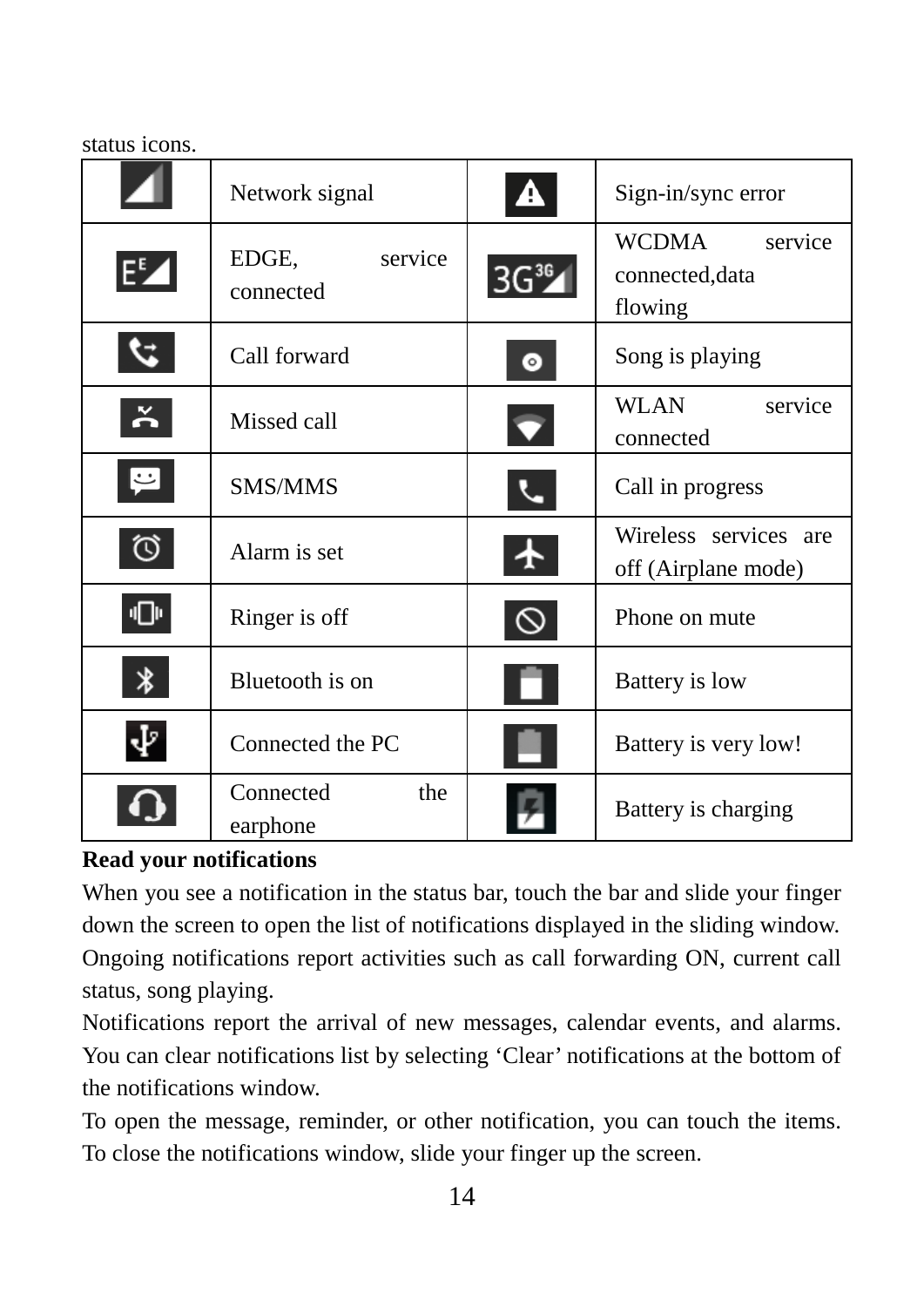status icons.

| | | | |
|---|---|---|---|
| | Network signal | | Sign-in/sync error |
| | EDGE, service connected | | WCDMA service connected,data flowing |
| | Call forward | | Song is playing |
| | Missed call | | WLAN service connected |
| | SMS/MMS | | Call in progress |
| | Alarm is set | | Wireless services are off (Airplane mode) |
| | Ringer is off | | Phone on mute |
| | Bluetooth is on | | Battery is low |
| | Connected the PC | | Battery is very low! |
| | Connected the earphone | | Battery is charging |

**Read your notifications**

When you see a notification in the status bar, touch the bar and slide your finger down the screen to open the list of notifications displayed in the sliding window. Ongoing notifications report activities such as call forwarding ON, current call status, song playing.

Notifications report the arrival of new messages, calendar events, and alarms. You can clear notifications list by selecting 'Clear' notifications at the bottom of the notifications window.

To open the message, reminder, or other notification, you can touch the items. To close the notifications window, slide your finger up the screen.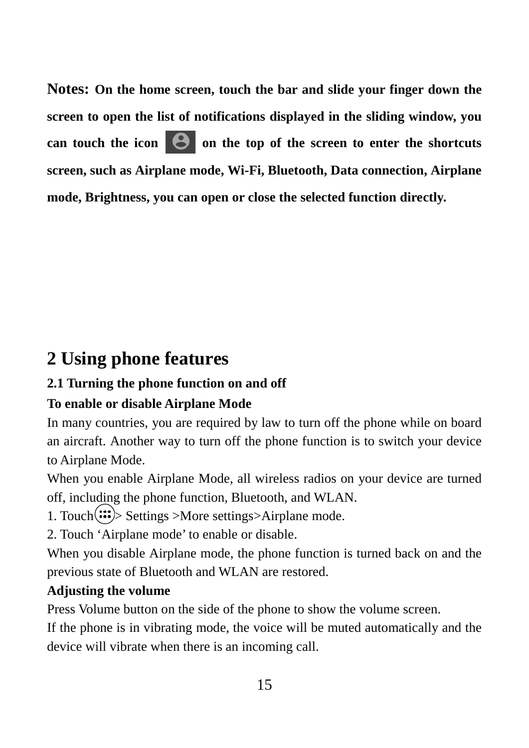**Notes: On the home screen, touch the bar and slide your finger down the screen to open the list of notifications displayed in the sliding window, you can touch the icon on the top of the screen to enter the shortcuts screen, such as Airplane mode, Wi-Fi, Bluetooth, Data connection, Airplane mode, Brightness, you can open or close the selected function directly.**

# 2 Using phone features

## 2.1 Turning the phone function on and off

**To enable or disable Airplane Mode**

In many countries, you are required by law to turn off the phone while on board an aircraft. Another way to turn off the phone function is to switch your device to Airplane Mode.

When you enable Airplane Mode, all wireless radios on your device are turned off, including the phone function, Bluetooth, and WLAN.

1. Touch > Settings >More settings>Airplane mode.
2. Touch 'Airplane mode' to enable or disable.

When you disable Airplane mode, the phone function is turned back on and the previous state of Bluetooth and WLAN are restored.

**Adjusting the volume**

Press Volume button on the side of the phone to show the volume screen.

If the phone is in vibrating mode, the voice will be muted automatically and the device will vibrate when there is an incoming call.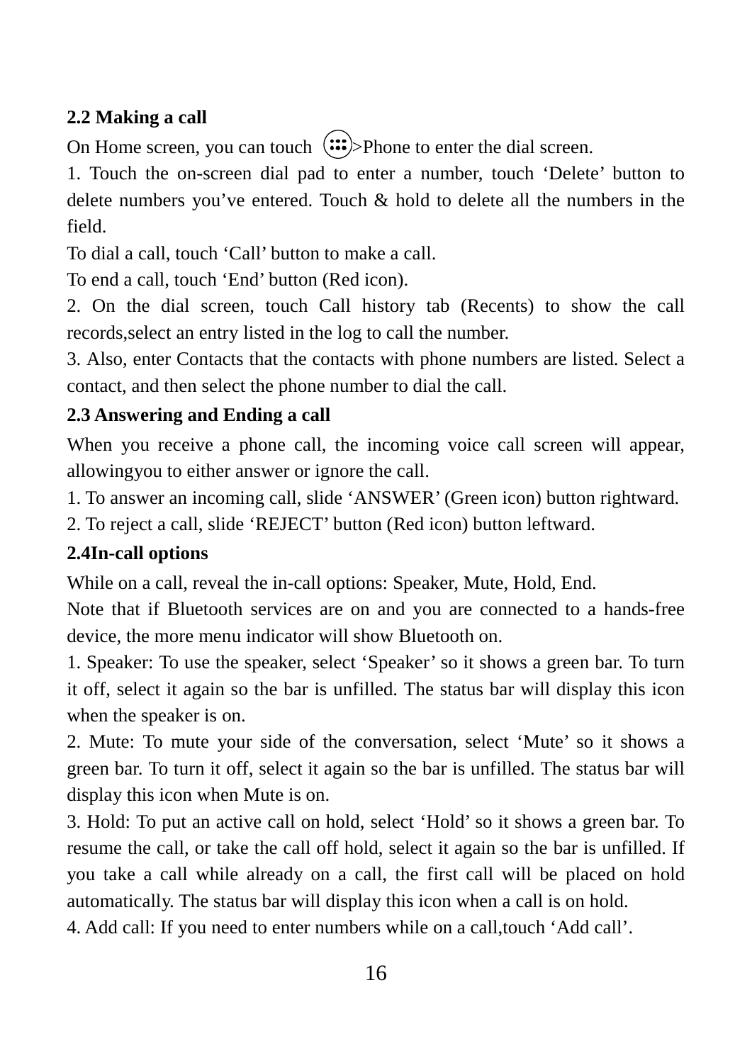## 2.2 Making a call

On Home screen, you can touch >Phone to enter the dial screen.

1. Touch the on-screen dial pad to enter a number, touch 'Delete' button to delete numbers you've entered. Touch & hold to delete all the numbers in the field.

To dial a call, touch 'Call' button to make a call.

To end a call, touch 'End' button (Red icon).

2. On the dial screen, touch Call history tab (Recents) to show the call records,select an entry listed in the log to call the number.

3. Also, enter Contacts that the contacts with phone numbers are listed. Select a contact, and then select the phone number to dial the call.

## 2.3 Answering and Ending a call

When you receive a phone call, the incoming voice call screen will appear, allowingyou to either answer or ignore the call.

1. To answer an incoming call, slide 'ANSWER' (Green icon) button rightward.
2. To reject a call, slide 'REJECT' button (Red icon) button leftward.

## 2.4In-call options

While on a call, reveal the in-call options: Speaker, Mute, Hold, End.

Note that if Bluetooth services are on and you are connected to a hands-free device, the more menu indicator will show Bluetooth on.

1. Speaker: To use the speaker, select 'Speaker' so it shows a green bar. To turn it off, select it again so the bar is unfilled. The status bar will display this icon when the speaker is on.
2. Mute: To mute your side of the conversation, select 'Mute' so it shows a green bar. To turn it off, select it again so the bar is unfilled. The status bar will display this icon when Mute is on.
3. Hold: To put an active call on hold, select 'Hold' so it shows a green bar. To resume the call, or take the call off hold, select it again so the bar is unfilled. If you take a call while already on a call, the first call will be placed on hold automatically. The status bar will display this icon when a call is on hold.
4. Add call: If you need to enter numbers while on a call,touch 'Add call'.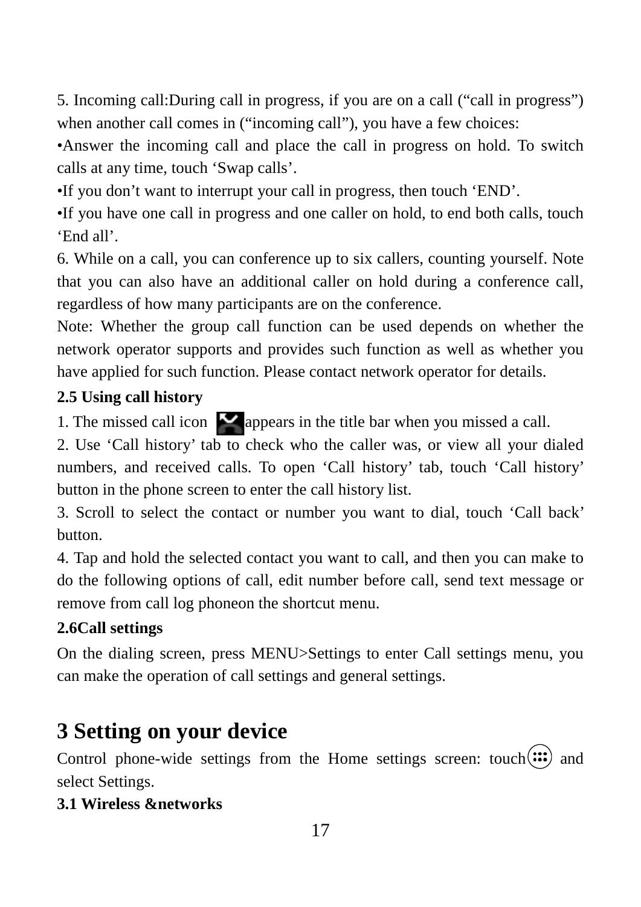5. Incoming call:During call in progress, if you are on a call (“call in progress”) when another call comes in (“incoming call”), you have a few choices:

•Answer the incoming call and place the call in progress on hold. To switch calls at any time, touch ‘Swap calls’.

•If you don’t want to interrupt your call in progress, then touch ‘END’.

•If you have one call in progress and one caller on hold, to end both calls, touch ‘End all’.

6. While on a call, you can conference up to six callers, counting yourself. Note that you can also have an additional caller on hold during a conference call, regardless of how many participants are on the conference.

Note: Whether the group call function can be used depends on whether the network operator supports and provides such function as well as whether you have applied for such function. Please contact network operator for details.

**2.5 Using call history**

1. The missed call icon appears in the title bar when you missed a call.

2. Use ‘Call history’ tab to check who the caller was, or view all your dialed numbers, and received calls. To open ‘Call history’ tab, touch ‘Call history’ button in the phone screen to enter the call history list.

3. Scroll to select the contact or number you want to dial, touch ‘Call back’ button.

4. Tap and hold the selected contact you want to call, and then you can make to do the following options of call, edit number before call, send text message or remove from call log phoneon the shortcut menu.

**2.6Call settings**

On the dialing screen, press MENU>Settings to enter Call settings menu, you can make the operation of call settings and general settings.

# 3 Setting on your device

Control phone-wide settings from the Home settings screen: touch and select Settings.

**3.1 Wireless &networks**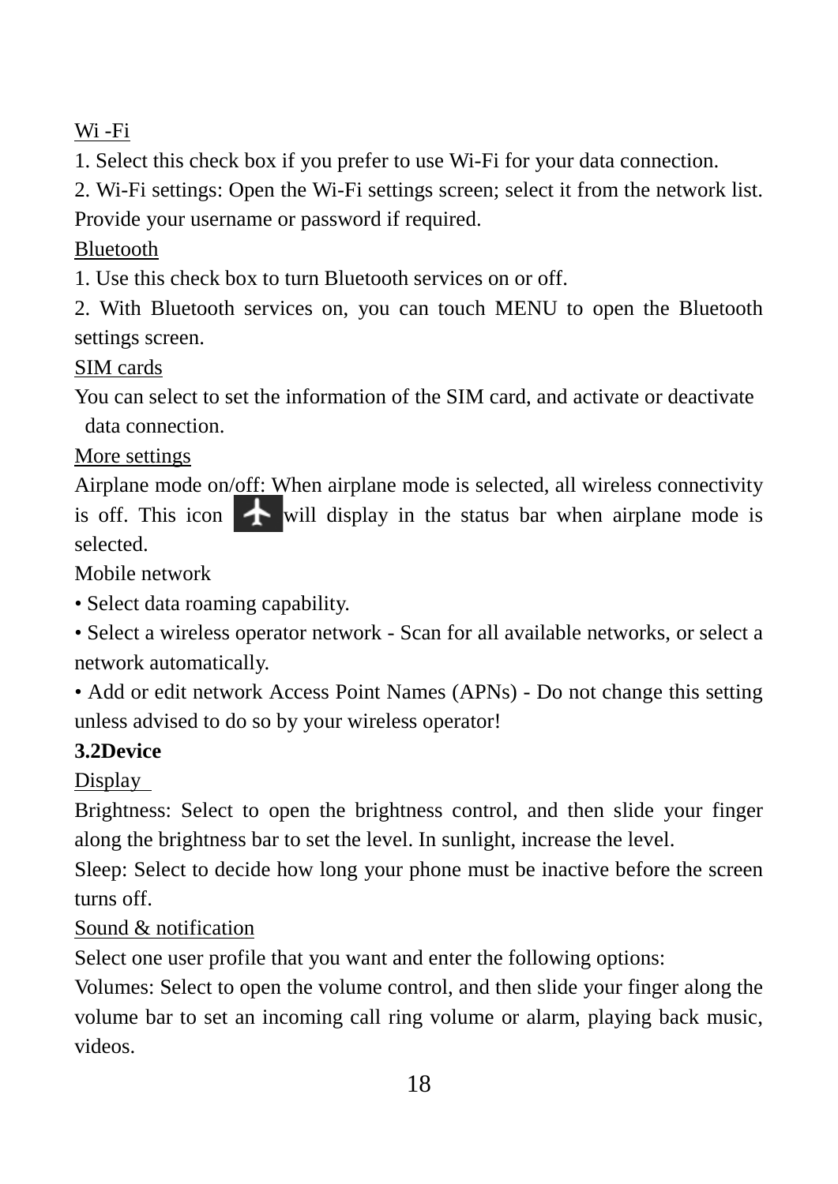Wi -Fi

1. Select this check box if you prefer to use Wi-Fi for your data connection.

2. Wi-Fi settings: Open the Wi-Fi settings screen; select it from the network list. Provide your username or password if required.

Bluetooth

1. Use this check box to turn Bluetooth services on or off.

2. With Bluetooth services on, you can touch MENU to open the Bluetooth settings screen.

SIM cards

You can select to set the information of the SIM card, and activate or deactivate data connection.

More settings

Airplane mode on/off: When airplane mode is selected, all wireless connectivity is off. This icon will display in the status bar when airplane mode is selected.

Mobile network

• Select data roaming capability.

• Select a wireless operator network - Scan for all available networks, or select a network automatically.

• Add or edit network Access Point Names (APNs) - Do not change this setting unless advised to do so by your wireless operator!

**3.2Device**

Display

Brightness: Select to open the brightness control, and then slide your finger along the brightness bar to set the level. In sunlight, increase the level.

Sleep: Select to decide how long your phone must be inactive before the screen turns off.

Sound & notification

Select one user profile that you want and enter the following options:

Volumes: Select to open the volume control, and then slide your finger along the volume bar to set an incoming call ring volume or alarm, playing back music, videos.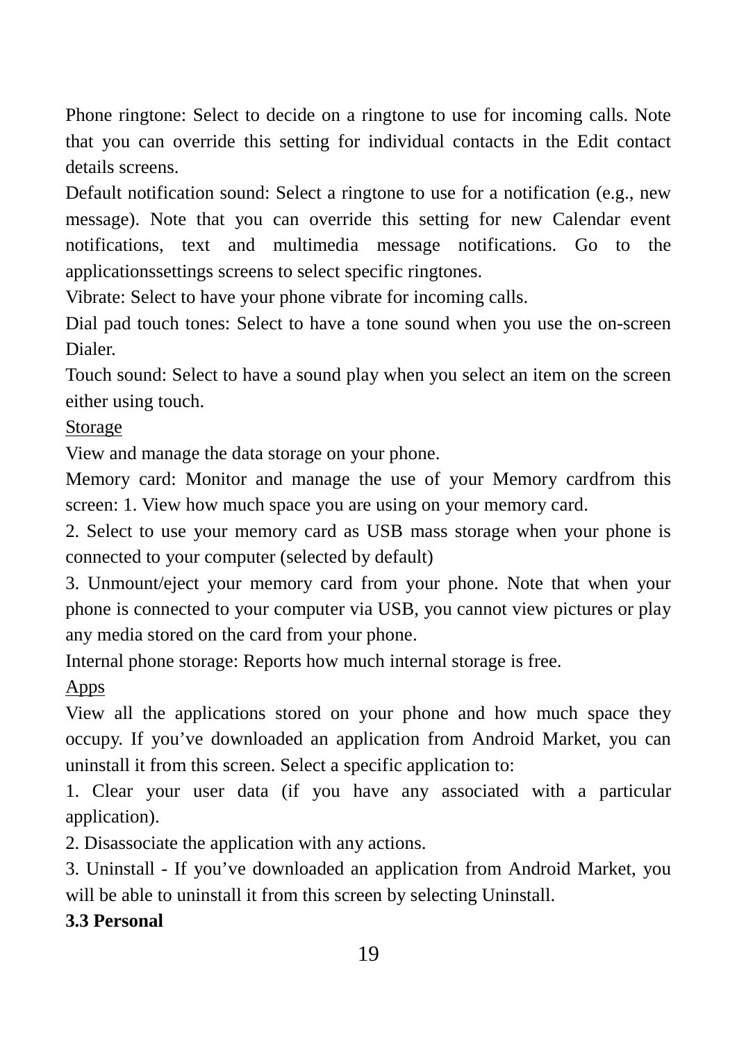Phone ringtone: Select to decide on a ringtone to use for incoming calls. Note that you can override this setting for individual contacts in the Edit contact details screens.

Default notification sound: Select a ringtone to use for a notification (e.g., new message). Note that you can override this setting for new Calendar event notifications, text and multimedia message notifications. Go to the applicationssettings screens to select specific ringtones.

Vibrate: Select to have your phone vibrate for incoming calls.

Dial pad touch tones: Select to have a tone sound when you use the on-screen Dialer.

Touch sound: Select to have a sound play when you select an item on the screen either using touch.

Storage

View and manage the data storage on your phone.

Memory card: Monitor and manage the use of your Memory cardfrom this screen: 1. View how much space you are using on your memory card.

2. Select to use your memory card as USB mass storage when your phone is connected to your computer (selected by default)

3. Unmount/eject your memory card from your phone. Note that when your phone is connected to your computer via USB, you cannot view pictures or play any media stored on the card from your phone.

Internal phone storage: Reports how much internal storage is free.

Apps

View all the applications stored on your phone and how much space they occupy. If you've downloaded an application from Android Market, you can uninstall it from this screen. Select a specific application to:

1. Clear your user data (if you have any associated with a particular application).

2. Disassociate the application with any actions.

3. Uninstall - If you've downloaded an application from Android Market, you will be able to uninstall it from this screen by selecting Uninstall.

**3.3 Personal**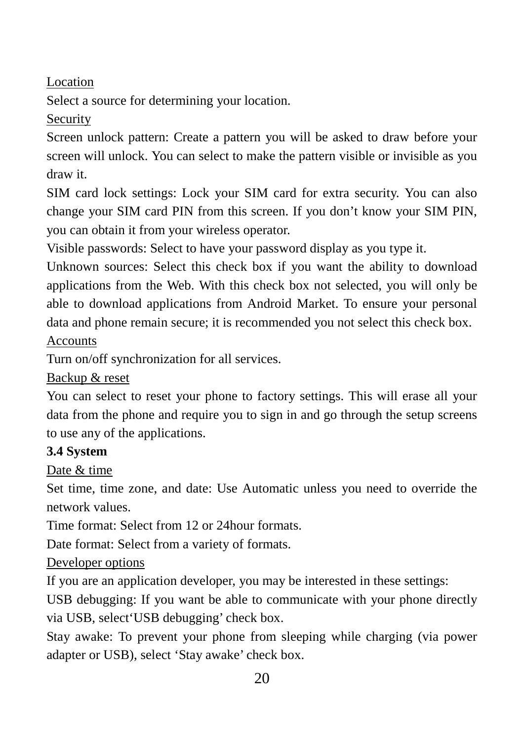Location

Select a source for determining your location.

Security

Screen unlock pattern: Create a pattern you will be asked to draw before your screen will unlock. You can select to make the pattern visible or invisible as you draw it.

SIM card lock settings: Lock your SIM card for extra security. You can also change your SIM card PIN from this screen. If you don't know your SIM PIN, you can obtain it from your wireless operator.

Visible passwords: Select to have your password display as you type it.

Unknown sources: Select this check box if you want the ability to download applications from the Web. With this check box not selected, you will only be able to download applications from Android Market. To ensure your personal data and phone remain secure; it is recommended you not select this check box.

Accounts

Turn on/off synchronization for all services.

Backup & reset

You can select to reset your phone to factory settings. This will erase all your data from the phone and require you to sign in and go through the setup screens to use any of the applications.

### 3.4 System

Date & time

Set time, time zone, and date: Use Automatic unless you need to override the network values.

Time format: Select from 12 or 24hour formats.

Date format: Select from a variety of formats.

Developer options

If you are an application developer, you may be interested in these settings:

USB debugging: If you want be able to communicate with your phone directly via USB, select'USB debugging' check box.

Stay awake: To prevent your phone from sleeping while charging (via power adapter or USB), select 'Stay awake' check box.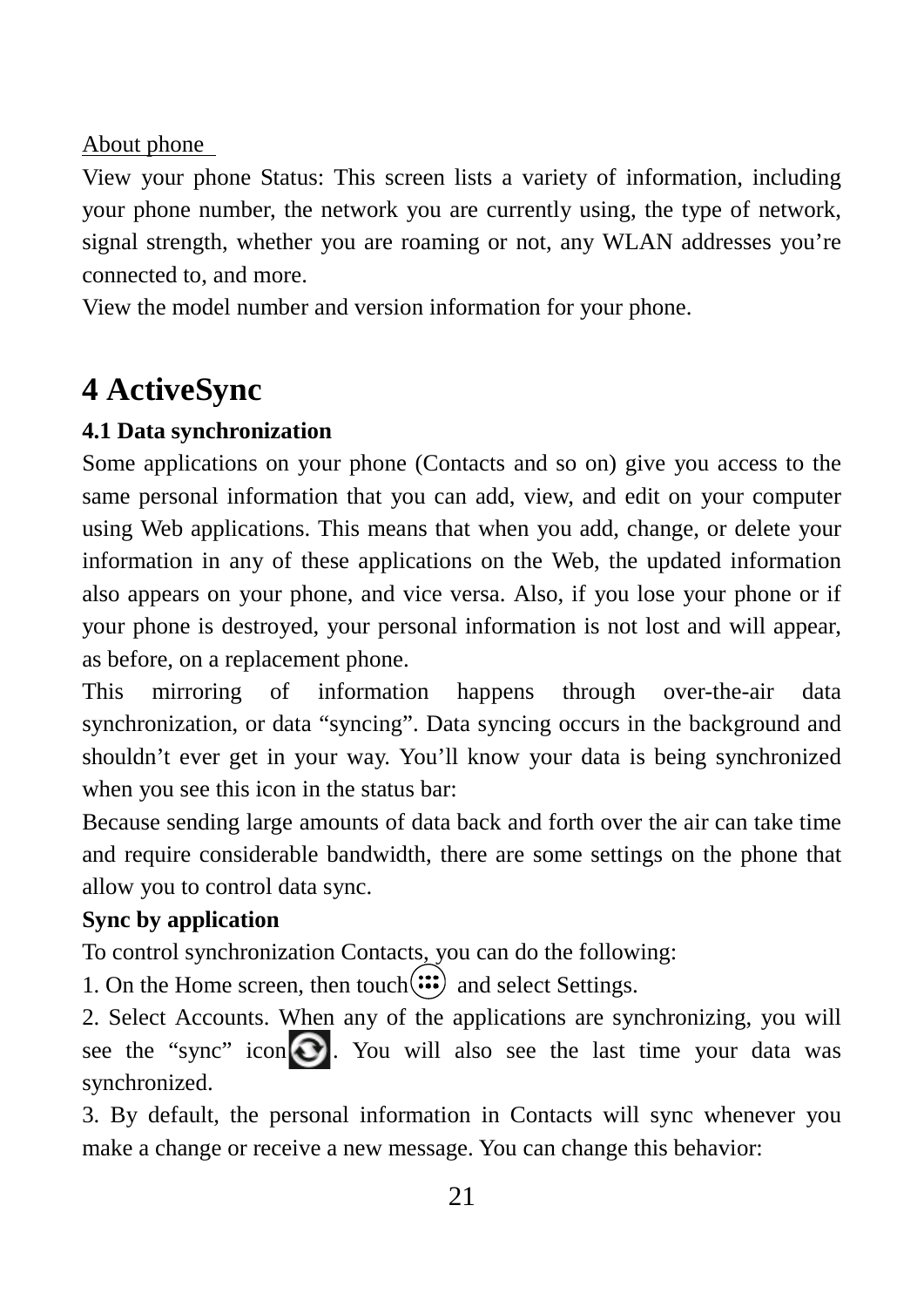About phone

View your phone Status: This screen lists a variety of information, including your phone number, the network you are currently using, the type of network, signal strength, whether you are roaming or not, any WLAN addresses you're connected to, and more.

View the model number and version information for your phone.

# 4 ActiveSync

## 4.1 Data synchronization

Some applications on your phone (Contacts and so on) give you access to the same personal information that you can add, view, and edit on your computer using Web applications. This means that when you add, change, or delete your information in any of these applications on the Web, the updated information also appears on your phone, and vice versa. Also, if you lose your phone or if your phone is destroyed, your personal information is not lost and will appear, as before, on a replacement phone.

This mirroring of information happens through over-the-air data synchronization, or data "syncing". Data syncing occurs in the background and shouldn't ever get in your way. You'll know your data is being synchronized when you see this icon in the status bar:

Because sending large amounts of data back and forth over the air can take time and require considerable bandwidth, there are some settings on the phone that allow you to control data sync.

**Sync by application**

To control synchronization Contacts, you can do the following:

1. On the Home screen, then touch and select Settings.

2. Select Accounts. When any of the applications are synchronizing, you will see the "sync" icon . You will also see the last time your data was synchronized.

3. By default, the personal information in Contacts will sync whenever you make a change or receive a new message. You can change this behavior: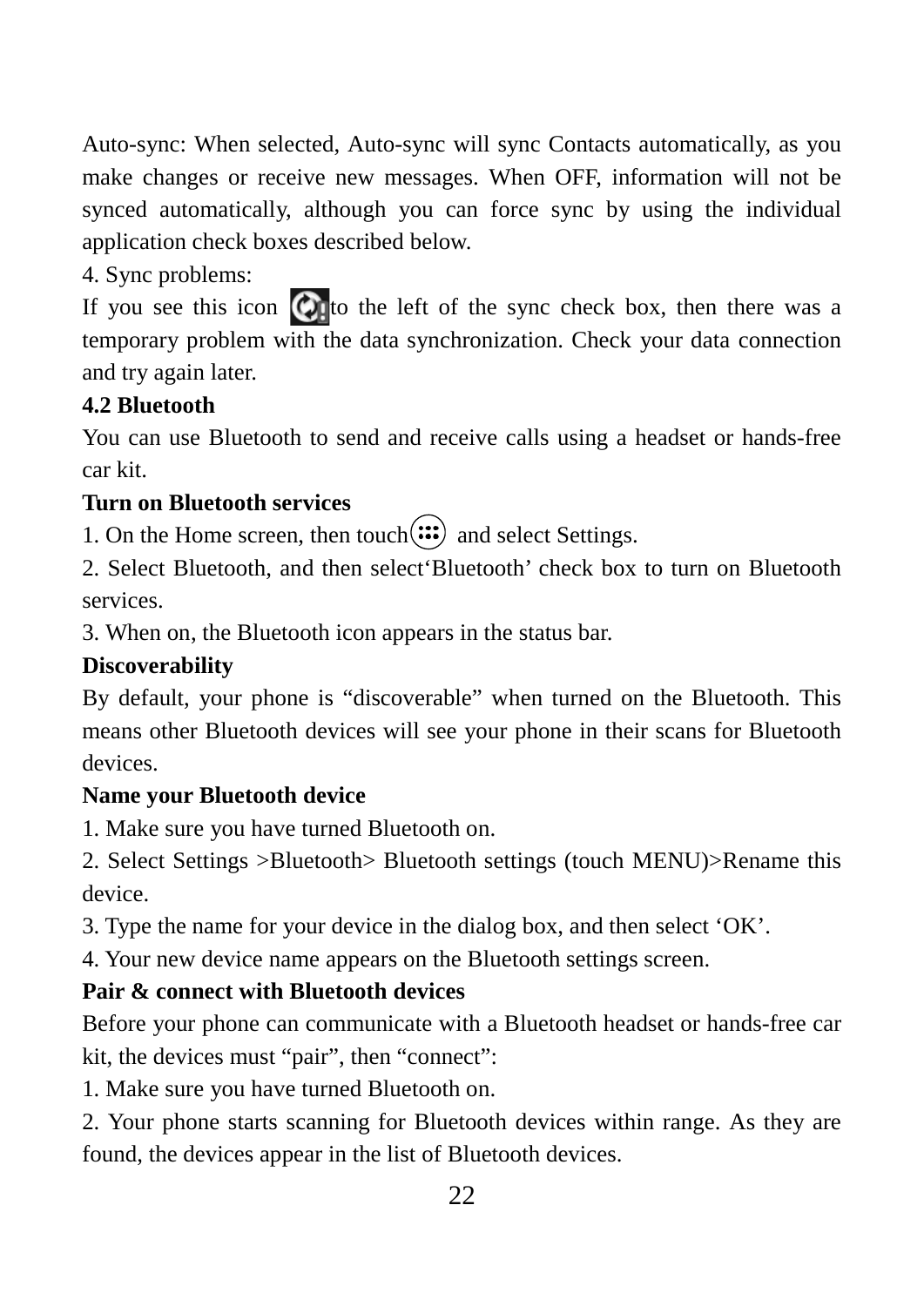Auto-sync: When selected, Auto-sync will sync Contacts automatically, as you make changes or receive new messages. When OFF, information will not be synced automatically, although you can force sync by using the individual application check boxes described below.

4. Sync problems:

If you see this icon to the left of the sync check box, then there was a temporary problem with the data synchronization. Check your data connection and try again later.

**4.2 Bluetooth**

You can use Bluetooth to send and receive calls using a headset or hands-free car kit.

**Turn on Bluetooth services**

1. On the Home screen, then touch and select Settings.
2. Select Bluetooth, and then select'Bluetooth' check box to turn on Bluetooth services.
3. When on, the Bluetooth icon appears in the status bar.

**Discoverability**

By default, your phone is "discoverable" when turned on the Bluetooth. This means other Bluetooth devices will see your phone in their scans for Bluetooth devices.

**Name your Bluetooth device**

1. Make sure you have turned Bluetooth on.
2. Select Settings >Bluetooth> Bluetooth settings (touch MENU)>Rename this device.
3. Type the name for your device in the dialog box, and then select 'OK'.
4. Your new device name appears on the Bluetooth settings screen.

**Pair & connect with Bluetooth devices**

Before your phone can communicate with a Bluetooth headset or hands-free car kit, the devices must "pair", then "connect":

1. Make sure you have turned Bluetooth on.
2. Your phone starts scanning for Bluetooth devices within range. As they are found, the devices appear in the list of Bluetooth devices.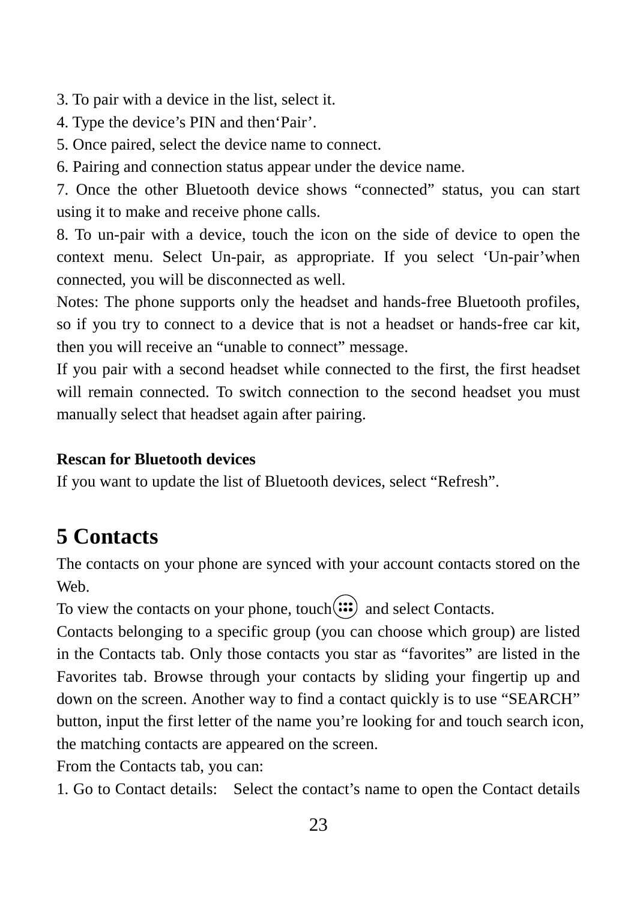3. To pair with a device in the list, select it.

4. Type the device's PIN and then'Pair'.

5. Once paired, select the device name to connect.

6. Pairing and connection status appear under the device name.

7. Once the other Bluetooth device shows "connected" status, you can start using it to make and receive phone calls.

8. To un-pair with a device, touch the icon on the side of device to open the context menu. Select Un-pair, as appropriate. If you select 'Un-pair'when connected, you will be disconnected as well.

Notes: The phone supports only the headset and hands-free Bluetooth profiles, so if you try to connect to a device that is not a headset or hands-free car kit, then you will receive an "unable to connect" message.

If you pair with a second headset while connected to the first, the first headset will remain connected. To switch connection to the second headset you must manually select that headset again after pairing.

**Rescan for Bluetooth devices**

If you want to update the list of Bluetooth devices, select "Refresh".

# 5 Contacts

The contacts on your phone are synced with your account contacts stored on the Web.

To view the contacts on your phone, touch and select Contacts.

Contacts belonging to a specific group (you can choose which group) are listed in the Contacts tab. Only those contacts you star as "favorites" are listed in the Favorites tab. Browse through your contacts by sliding your fingertip up and down on the screen. Another way to find a contact quickly is to use "SEARCH" button, input the first letter of the name you're looking for and touch search icon, the matching contacts are appeared on the screen.

From the Contacts tab, you can:

1. Go to Contact details: Select the contact's name to open the Contact details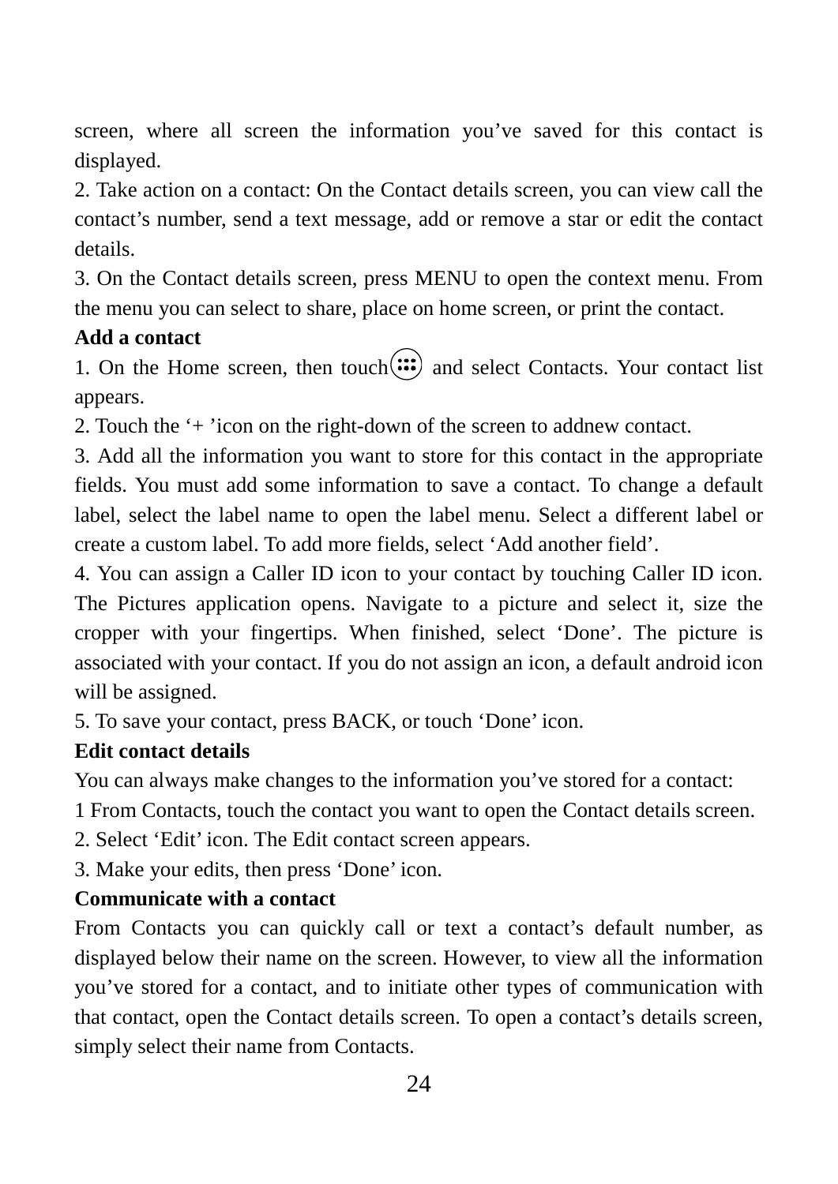screen, where all screen the information you've saved for this contact is displayed.

2. Take action on a contact: On the Contact details screen, you can view call the contact's number, send a text message, add or remove a star or edit the contact details.

3. On the Contact details screen, press MENU to open the context menu. From the menu you can select to share, place on home screen, or print the contact.

**Add a contact**

1. On the Home screen, then touch and select Contacts. Your contact list appears.

2. Touch the '+ 'icon on the right-down of the screen to addnew contact.

3. Add all the information you want to store for this contact in the appropriate fields. You must add some information to save a contact. To change a default label, select the label name to open the label menu. Select a different label or create a custom label. To add more fields, select 'Add another field'.

4. You can assign a Caller ID icon to your contact by touching Caller ID icon. The Pictures application opens. Navigate to a picture and select it, size the cropper with your fingertips. When finished, select 'Done'. The picture is associated with your contact. If you do not assign an icon, a default android icon will be assigned.

5. To save your contact, press BACK, or touch 'Done' icon.

**Edit contact details**

You can always make changes to the information you've stored for a contact:

1 From Contacts, touch the contact you want to open the Contact details screen.

2. Select 'Edit' icon. The Edit contact screen appears.

3. Make your edits, then press 'Done' icon.

**Communicate with a contact**

From Contacts you can quickly call or text a contact's default number, as displayed below their name on the screen. However, to view all the information you've stored for a contact, and to initiate other types of communication with that contact, open the Contact details screen. To open a contact's details screen, simply select their name from Contacts.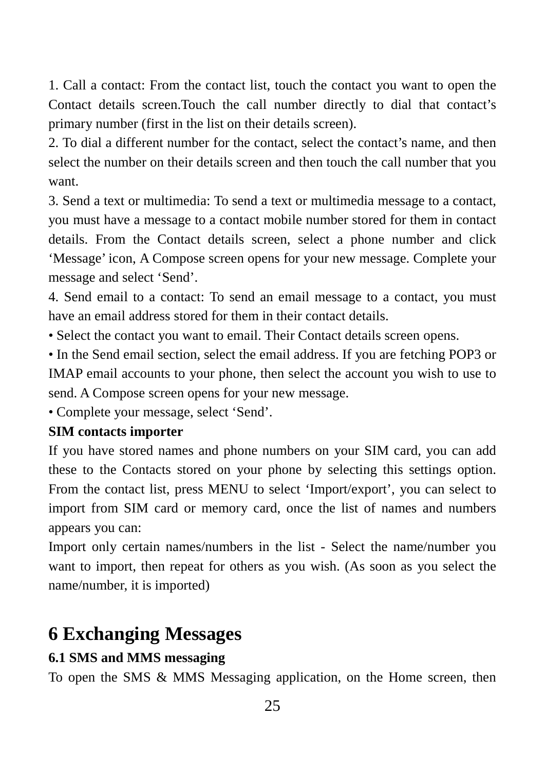1. Call a contact: From the contact list, touch the contact you want to open the Contact details screen.Touch the call number directly to dial that contact's primary number (first in the list on their details screen).

2. To dial a different number for the contact, select the contact's name, and then select the number on their details screen and then touch the call number that you want.

3. Send a text or multimedia: To send a text or multimedia message to a contact, you must have a message to a contact mobile number stored for them in contact details. From the Contact details screen, select a phone number and click 'Message' icon, A Compose screen opens for your new message. Complete your message and select 'Send'.

4. Send email to a contact: To send an email message to a contact, you must have an email address stored for them in their contact details.

• Select the contact you want to email. Their Contact details screen opens.

• In the Send email section, select the email address. If you are fetching POP3 or IMAP email accounts to your phone, then select the account you wish to use to send. A Compose screen opens for your new message.

• Complete your message, select 'Send'.

**SIM contacts importer**

If you have stored names and phone numbers on your SIM card, you can add these to the Contacts stored on your phone by selecting this settings option. From the contact list, press MENU to select 'Import/export', you can select to import from SIM card or memory card, once the list of names and numbers appears you can:

Import only certain names/numbers in the list - Select the name/number you want to import, then repeat for others as you wish. (As soon as you select the name/number, it is imported)

# 6 Exchanging Messages

## 6.1 SMS and MMS messaging

To open the SMS & MMS Messaging application, on the Home screen, then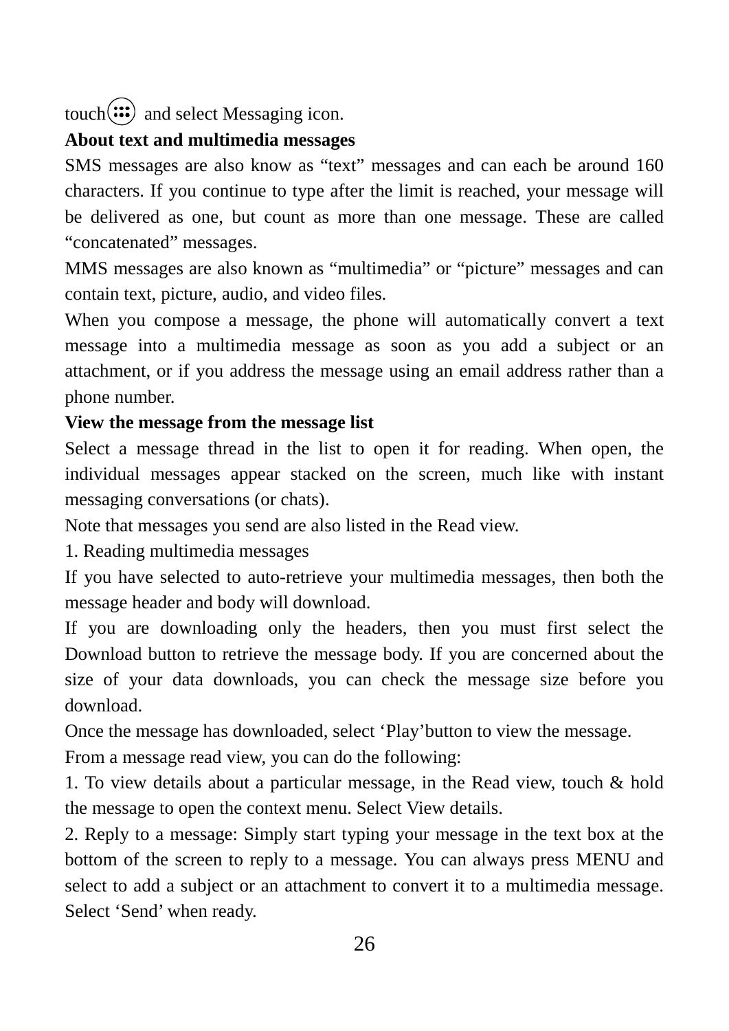touch and select Messaging icon.

**About text and multimedia messages**

SMS messages are also know as "text" messages and can each be around 160 characters. If you continue to type after the limit is reached, your message will be delivered as one, but count as more than one message. These are called "concatenated" messages.

MMS messages are also known as "multimedia" or "picture" messages and can contain text, picture, audio, and video files.

When you compose a message, the phone will automatically convert a text message into a multimedia message as soon as you add a subject or an attachment, or if you address the message using an email address rather than a phone number.

**View the message from the message list**

Select a message thread in the list to open it for reading. When open, the individual messages appear stacked on the screen, much like with instant messaging conversations (or chats).

Note that messages you send are also listed in the Read view.

1. Reading multimedia messages

If you have selected to auto-retrieve your multimedia messages, then both the message header and body will download.

If you are downloading only the headers, then you must first select the Download button to retrieve the message body. If you are concerned about the size of your data downloads, you can check the message size before you download.

Once the message has downloaded, select 'Play'button to view the message.

From a message read view, you can do the following:

1. To view details about a particular message, in the Read view, touch & hold the message to open the context menu. Select View details.

2. Reply to a message: Simply start typing your message in the text box at the bottom of the screen to reply to a message. You can always press MENU and select to add a subject or an attachment to convert it to a multimedia message. Select 'Send' when ready.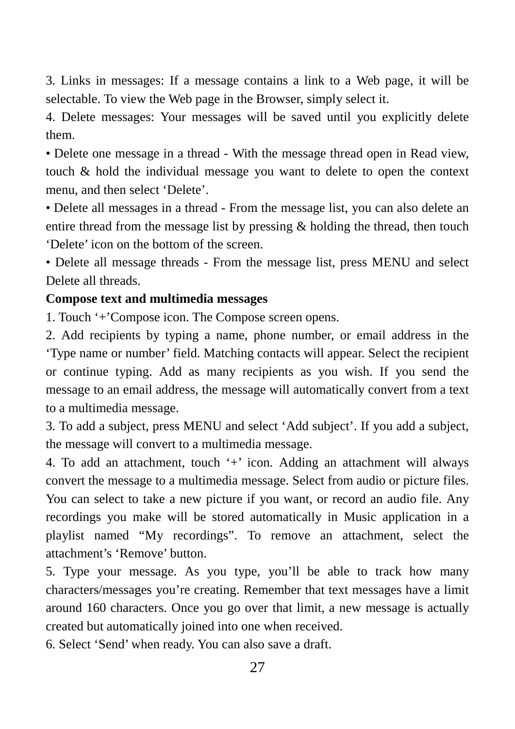3. Links in messages: If a message contains a link to a Web page, it will be selectable. To view the Web page in the Browser, simply select it.

4. Delete messages: Your messages will be saved until you explicitly delete them.

• Delete one message in a thread - With the message thread open in Read view, touch & hold the individual message you want to delete to open the context menu, and then select ‘Delete’.

• Delete all messages in a thread - From the message list, you can also delete an entire thread from the message list by pressing & holding the thread, then touch ‘Delete’ icon on the bottom of the screen.

• Delete all message threads - From the message list, press MENU and select Delete all threads.

**Compose text and multimedia messages**

1. Touch ‘+’Compose icon. The Compose screen opens.

2. Add recipients by typing a name, phone number, or email address in the ‘Type name or number’ field. Matching contacts will appear. Select the recipient or continue typing. Add as many recipients as you wish. If you send the message to an email address, the message will automatically convert from a text to a multimedia message.

3. To add a subject, press MENU and select ‘Add subject’. If you add a subject, the message will convert to a multimedia message.

4. To add an attachment, touch ‘+’ icon. Adding an attachment will always convert the message to a multimedia message. Select from audio or picture files. You can select to take a new picture if you want, or record an audio file. Any recordings you make will be stored automatically in Music application in a playlist named “My recordings”. To remove an attachment, select the attachment’s ‘Remove’ button.

5. Type your message. As you type, you’ll be able to track how many characters/messages you’re creating. Remember that text messages have a limit around 160 characters. Once you go over that limit, a new message is actually created but automatically joined into one when received.

6. Select ‘Send’ when ready. You can also save a draft.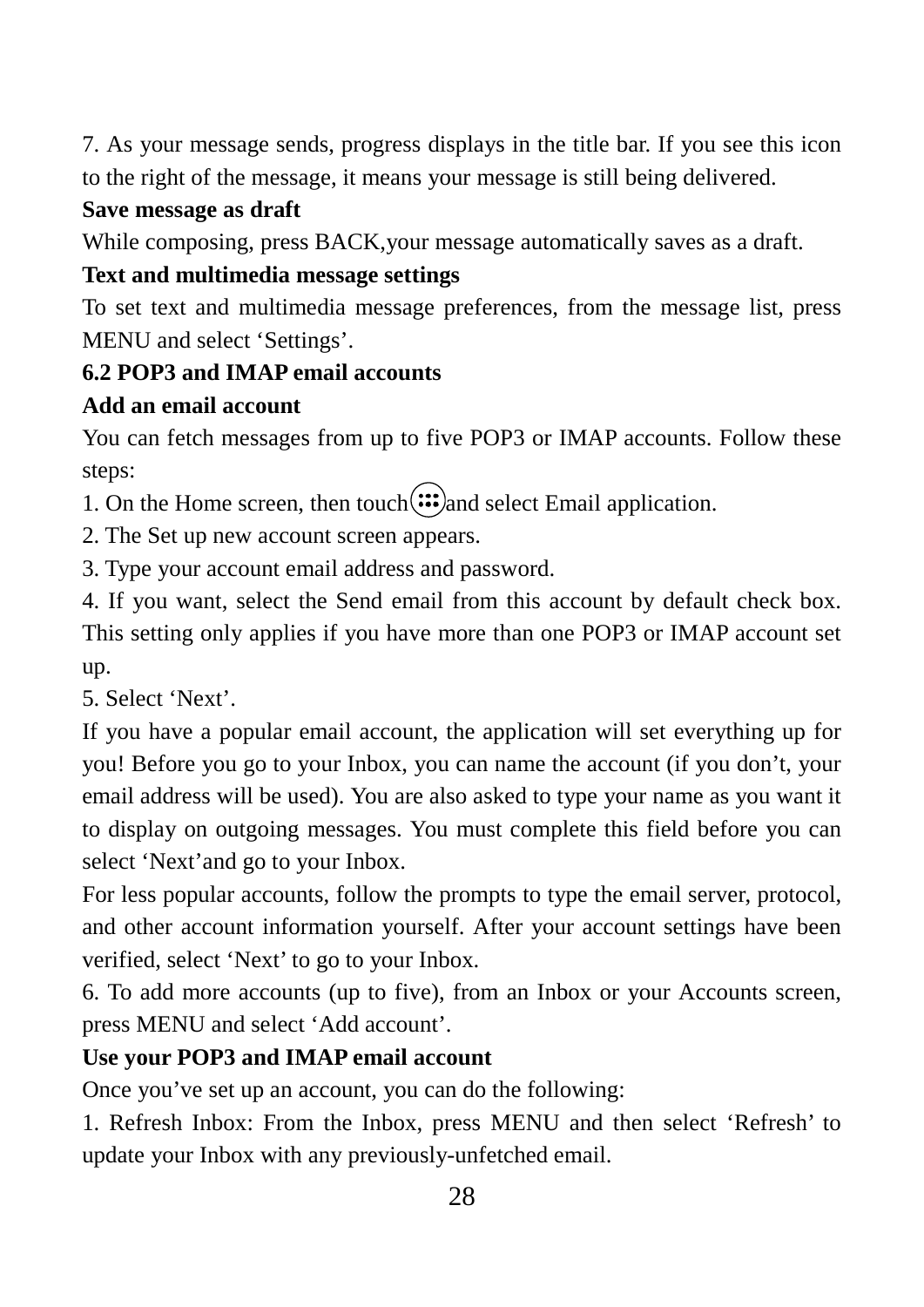7. As your message sends, progress displays in the title bar. If you see this icon to the right of the message, it means your message is still being delivered.

**Save message as draft**

While composing, press BACK,your message automatically saves as a draft.

**Text and multimedia message settings**

To set text and multimedia message preferences, from the message list, press MENU and select ‘Settings’.

## 6.2 POP3 and IMAP email accounts

**Add an email account**

You can fetch messages from up to five POP3 or IMAP accounts. Follow these steps:

1. On the Home screen, then touch and select Email application.
2. The Set up new account screen appears.
3. Type your account email address and password.
4. If you want, select the Send email from this account by default check box. This setting only applies if you have more than one POP3 or IMAP account set up.
5. Select ‘Next’.

If you have a popular email account, the application will set everything up for you! Before you go to your Inbox, you can name the account (if you don’t, your email address will be used). You are also asked to type your name as you want it to display on outgoing messages. You must complete this field before you can select ‘Next’and go to your Inbox.

For less popular accounts, follow the prompts to type the email server, protocol, and other account information yourself. After your account settings have been verified, select ‘Next’ to go to your Inbox.

6. To add more accounts (up to five), from an Inbox or your Accounts screen, press MENU and select ‘Add account’.

**Use your POP3 and IMAP email account**

Once you’ve set up an account, you can do the following:

1. Refresh Inbox: From the Inbox, press MENU and then select ‘Refresh’ to update your Inbox with any previously-unfetched email.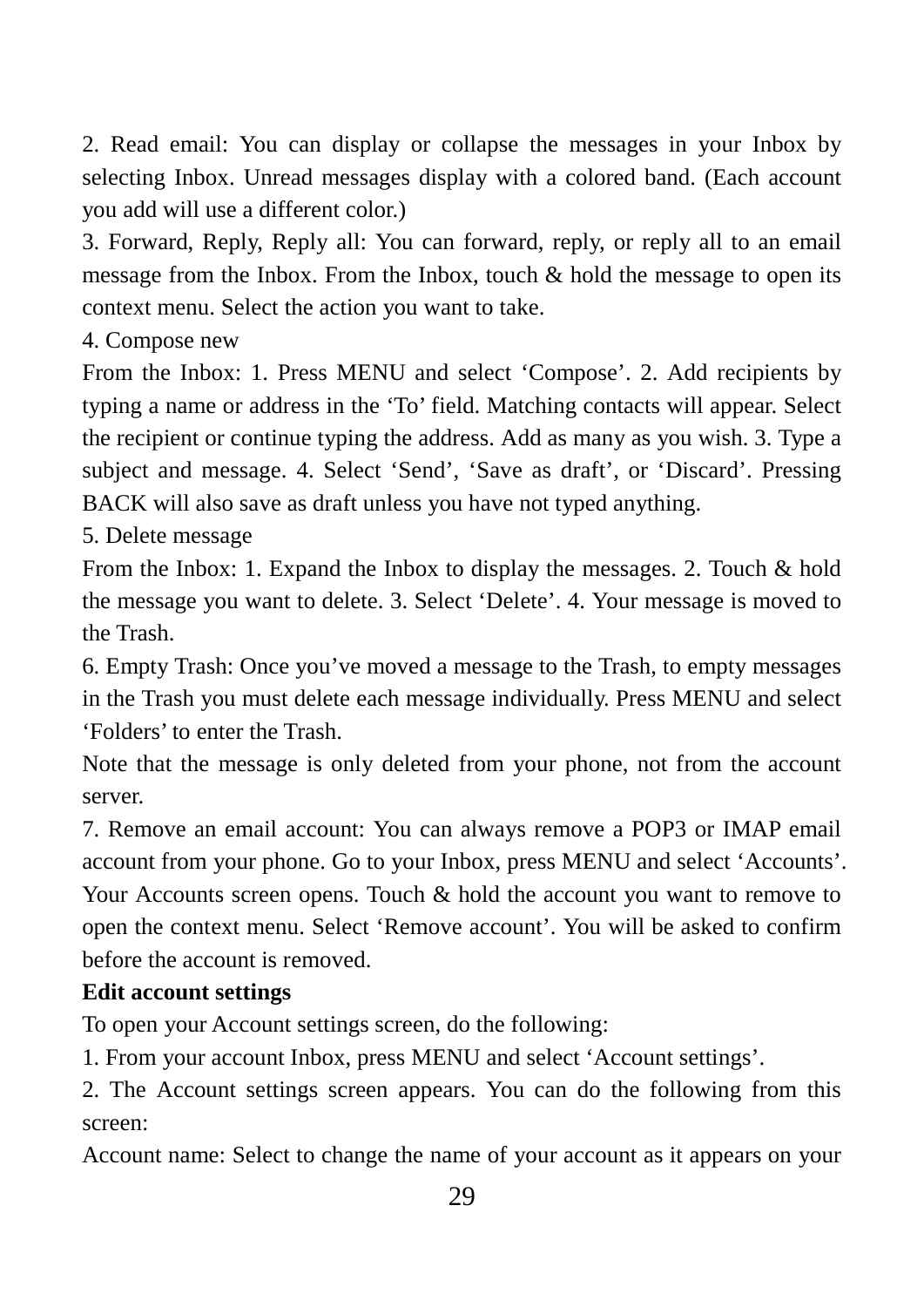2. Read email: You can display or collapse the messages in your Inbox by selecting Inbox. Unread messages display with a colored band. (Each account you add will use a different color.)

3. Forward, Reply, Reply all: You can forward, reply, or reply all to an email message from the Inbox. From the Inbox, touch & hold the message to open its context menu. Select the action you want to take.

4. Compose new

From the Inbox: 1. Press MENU and select ‘Compose’. 2. Add recipients by typing a name or address in the ‘To’ field. Matching contacts will appear. Select the recipient or continue typing the address. Add as many as you wish. 3. Type a subject and message. 4. Select ‘Send’, ‘Save as draft’, or ‘Discard’. Pressing BACK will also save as draft unless you have not typed anything.

5. Delete message

From the Inbox: 1. Expand the Inbox to display the messages. 2. Touch & hold the message you want to delete. 3. Select ‘Delete’. 4. Your message is moved to the Trash.

6. Empty Trash: Once you’ve moved a message to the Trash, to empty messages in the Trash you must delete each message individually. Press MENU and select ‘Folders’ to enter the Trash.

Note that the message is only deleted from your phone, not from the account server.

7. Remove an email account: You can always remove a POP3 or IMAP email account from your phone. Go to your Inbox, press MENU and select ‘Accounts’. Your Accounts screen opens. Touch & hold the account you want to remove to open the context menu. Select ‘Remove account’. You will be asked to confirm before the account is removed.

**Edit account settings**

To open your Account settings screen, do the following:

1. From your account Inbox, press MENU and select ‘Account settings’.

2. The Account settings screen appears. You can do the following from this screen:

Account name: Select to change the name of your account as it appears on your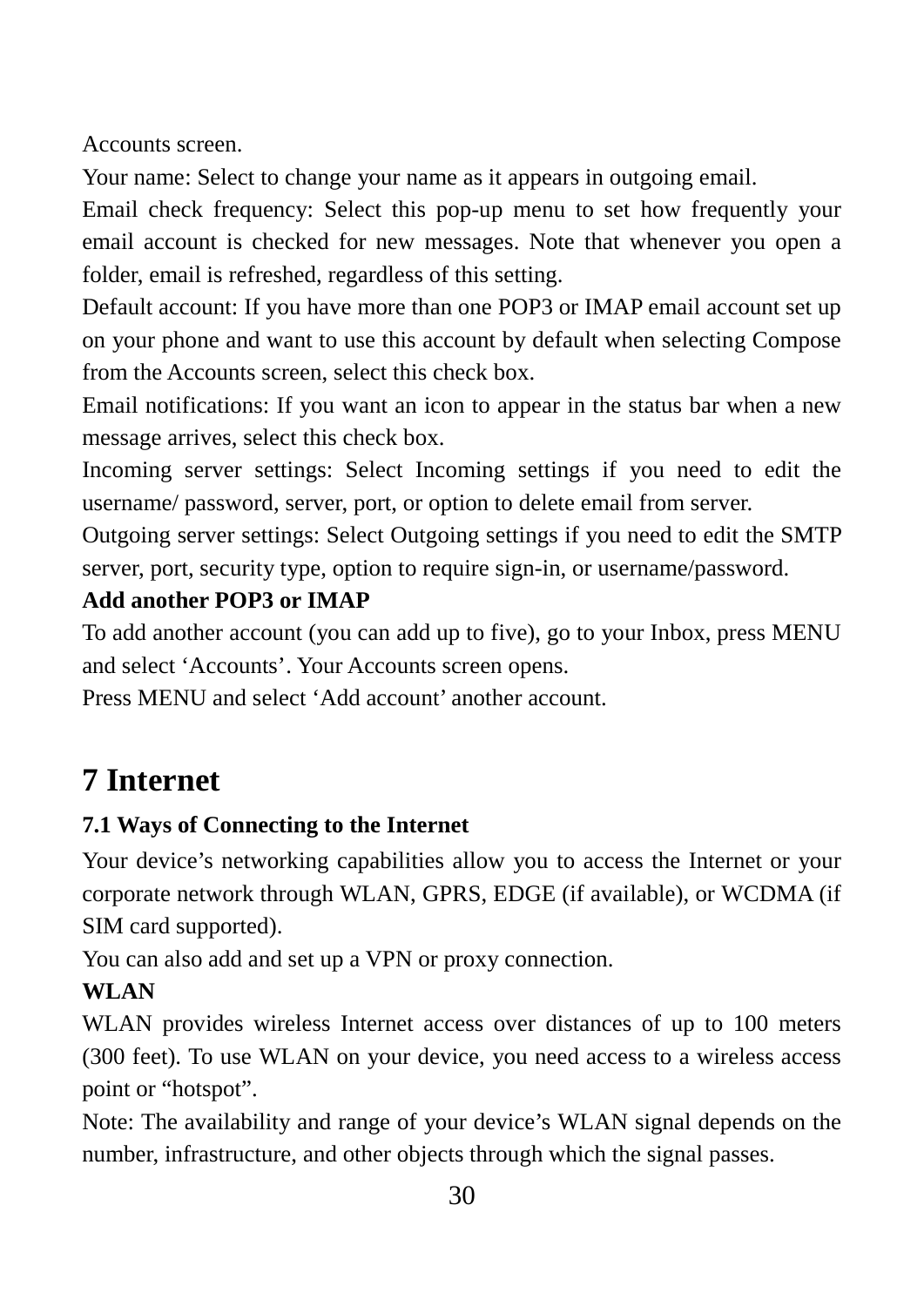Accounts screen.

Your name: Select to change your name as it appears in outgoing email.

Email check frequency: Select this pop-up menu to set how frequently your email account is checked for new messages. Note that whenever you open a folder, email is refreshed, regardless of this setting.

Default account: If you have more than one POP3 or IMAP email account set up on your phone and want to use this account by default when selecting Compose from the Accounts screen, select this check box.

Email notifications: If you want an icon to appear in the status bar when a new message arrives, select this check box.

Incoming server settings: Select Incoming settings if you need to edit the username/ password, server, port, or option to delete email from server.

Outgoing server settings: Select Outgoing settings if you need to edit the SMTP server, port, security type, option to require sign-in, or username/password.

**Add another POP3 or IMAP**

To add another account (you can add up to five), go to your Inbox, press MENU and select 'Accounts'. Your Accounts screen opens.

Press MENU and select 'Add account' another account.

# 7 Internet

## 7.1 Ways of Connecting to the Internet

Your device's networking capabilities allow you to access the Internet or your corporate network through WLAN, GPRS, EDGE (if available), or WCDMA (if SIM card supported).

You can also add and set up a VPN or proxy connection.

**WLAN**

WLAN provides wireless Internet access over distances of up to 100 meters (300 feet). To use WLAN on your device, you need access to a wireless access point or "hotspot".

Note: The availability and range of your device's WLAN signal depends on the number, infrastructure, and other objects through which the signal passes.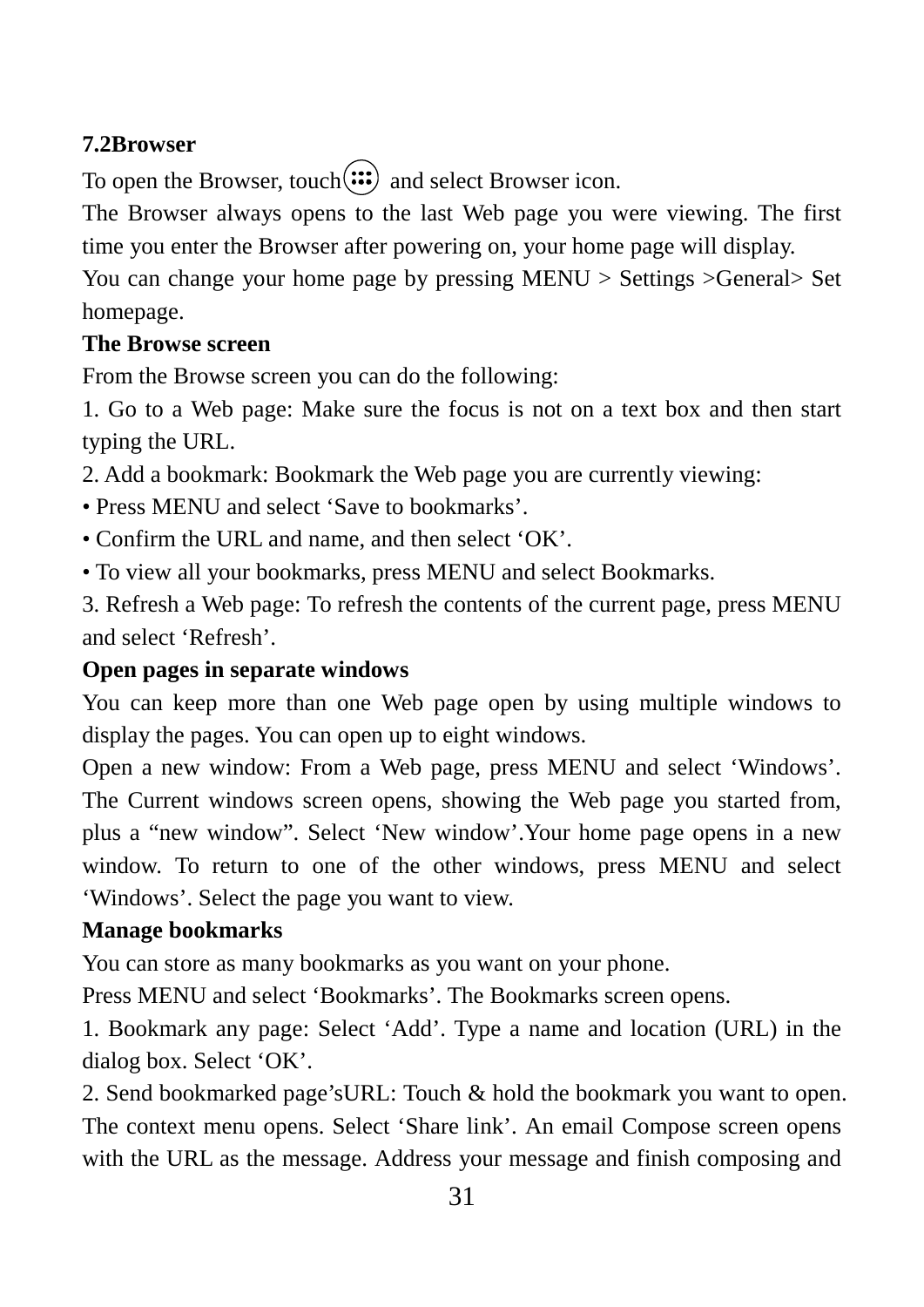### 7.2Browser

To open the Browser, touch and select Browser icon.

The Browser always opens to the last Web page you were viewing. The first time you enter the Browser after powering on, your home page will display.

You can change your home page by pressing MENU > Settings >General> Set homepage.

**The Browse screen**

From the Browse screen you can do the following:

1. Go to a Web page: Make sure the focus is not on a text box and then start typing the URL.
2. Add a bookmark: Bookmark the Web page you are currently viewing:

• Press MENU and select ‘Save to bookmarks’.

• Confirm the URL and name, and then select ‘OK’.

• To view all your bookmarks, press MENU and select Bookmarks.

3. Refresh a Web page: To refresh the contents of the current page, press MENU and select ‘Refresh’.

**Open pages in separate windows**

You can keep more than one Web page open by using multiple windows to display the pages. You can open up to eight windows.

Open a new window: From a Web page, press MENU and select ‘Windows’. The Current windows screen opens, showing the Web page you started from, plus a “new window”. Select ‘New window’.Your home page opens in a new window. To return to one of the other windows, press MENU and select ‘Windows’. Select the page you want to view.

**Manage bookmarks**

You can store as many bookmarks as you want on your phone.

Press MENU and select ‘Bookmarks’. The Bookmarks screen opens.

1. Bookmark any page: Select ‘Add’. Type a name and location (URL) in the dialog box. Select ‘OK’.
2. Send bookmarked page’sURL: Touch & hold the bookmark you want to open. The context menu opens. Select ‘Share link’. An email Compose screen opens with the URL as the message. Address your message and finish composing and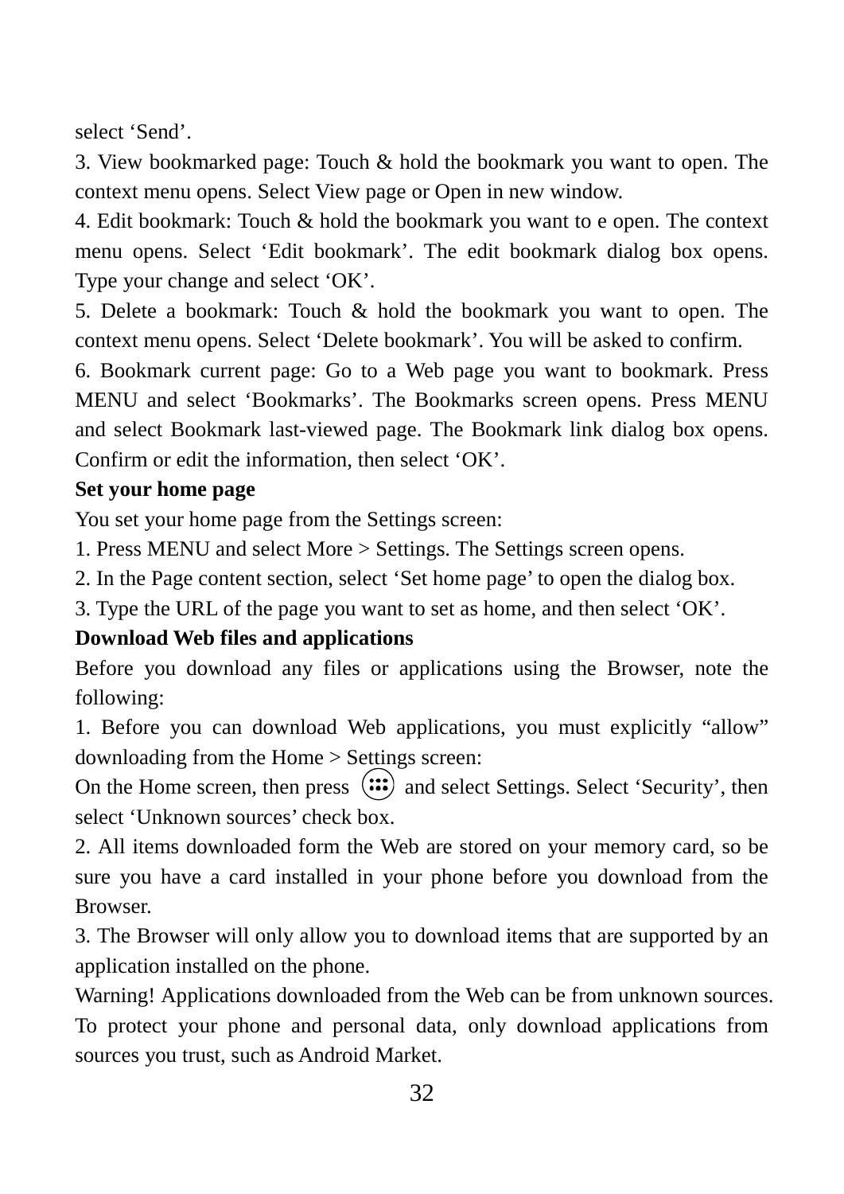select ‘Send’.

3. View bookmarked page: Touch & hold the bookmark you want to open. The context menu opens. Select View page or Open in new window.

4. Edit bookmark: Touch & hold the bookmark you want to e open. The context menu opens. Select ‘Edit bookmark’. The edit bookmark dialog box opens. Type your change and select ‘OK’.

5. Delete a bookmark: Touch & hold the bookmark you want to open. The context menu opens. Select ‘Delete bookmark’. You will be asked to confirm.

6. Bookmark current page: Go to a Web page you want to bookmark. Press MENU and select ‘Bookmarks’. The Bookmarks screen opens. Press MENU and select Bookmark last-viewed page. The Bookmark link dialog box opens. Confirm or edit the information, then select ‘OK’.

**Set your home page**

You set your home page from the Settings screen:

1. Press MENU and select More > Settings. The Settings screen opens.

2. In the Page content section, select ‘Set home page’ to open the dialog box.

3. Type the URL of the page you want to set as home, and then select ‘OK’.

**Download Web files and applications**

Before you download any files or applications using the Browser, note the following:

1. Before you can download Web applications, you must explicitly “allow” downloading from the Home > Settings screen:

On the Home screen, then press and select Settings. Select ‘Security’, then select ‘Unknown sources’ check box.

2. All items downloaded form the Web are stored on your memory card, so be sure you have a card installed in your phone before you download from the Browser.

3. The Browser will only allow you to download items that are supported by an application installed on the phone.

Warning! Applications downloaded from the Web can be from unknown sources. To protect your phone and personal data, only download applications from sources you trust, such as Android Market.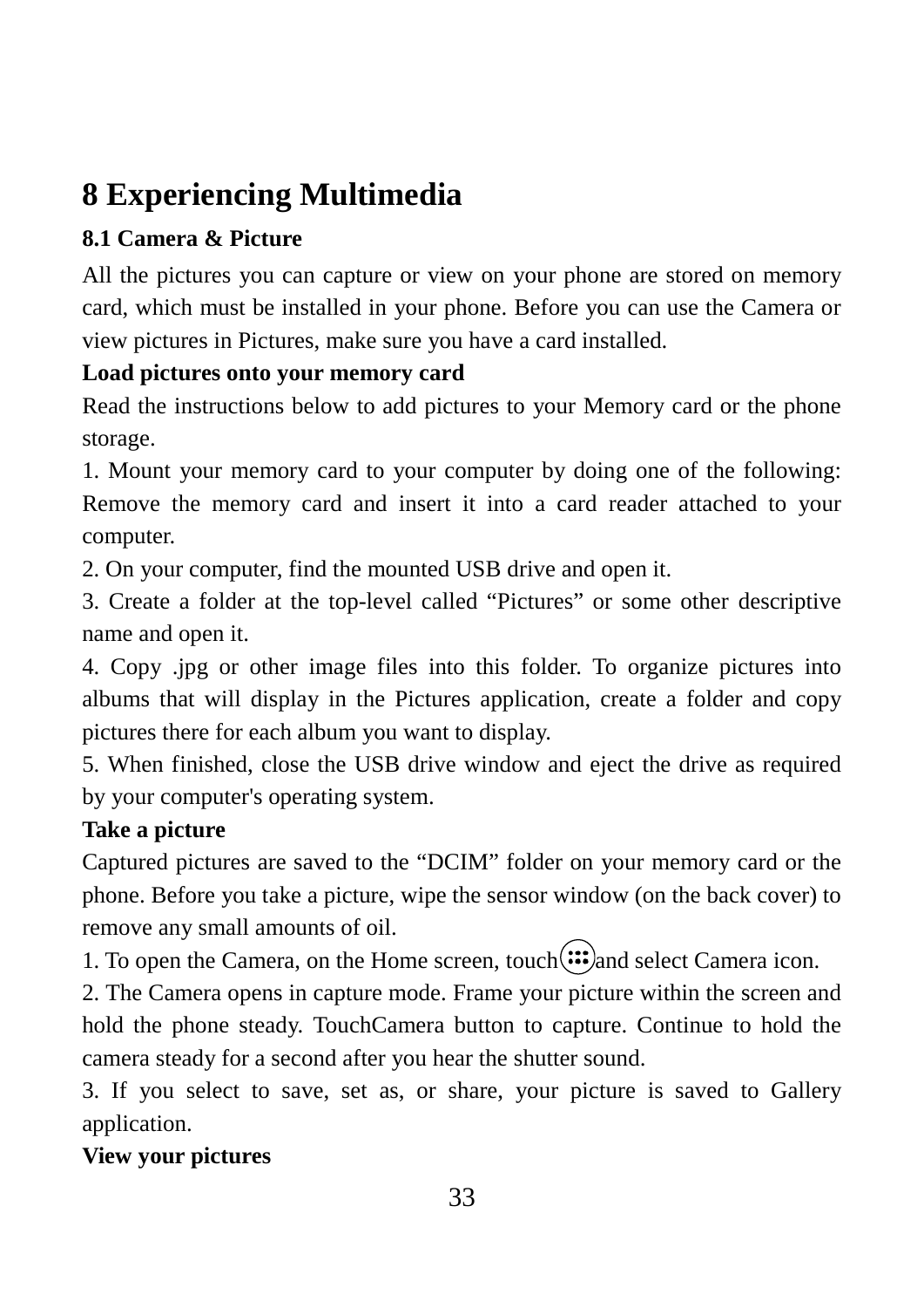# 8 Experiencing Multimedia

## 8.1 Camera & Picture

All the pictures you can capture or view on your phone are stored on memory card, which must be installed in your phone. Before you can use the Camera or view pictures in Pictures, make sure you have a card installed.

**Load pictures onto your memory card**

Read the instructions below to add pictures to your Memory card or the phone storage.

1. Mount your memory card to your computer by doing one of the following: Remove the memory card and insert it into a card reader attached to your computer.
2. On your computer, find the mounted USB drive and open it.
3. Create a folder at the top-level called “Pictures” or some other descriptive name and open it.
4. Copy .jpg or other image files into this folder. To organize pictures into albums that will display in the Pictures application, create a folder and copy pictures there for each album you want to display.
5. When finished, close the USB drive window and eject the drive as required by your computer's operating system.

**Take a picture**

Captured pictures are saved to the “DCIM” folder on your memory card or the phone. Before you take a picture, wipe the sensor window (on the back cover) to remove any small amounts of oil.

1. To open the Camera, on the Home screen, touch and select Camera icon.
2. The Camera opens in capture mode. Frame your picture within the screen and hold the phone steady. TouchCamera button to capture. Continue to hold the camera steady for a second after you hear the shutter sound.
3. If you select to save, set as, or share, your picture is saved to Gallery application.

**View your pictures**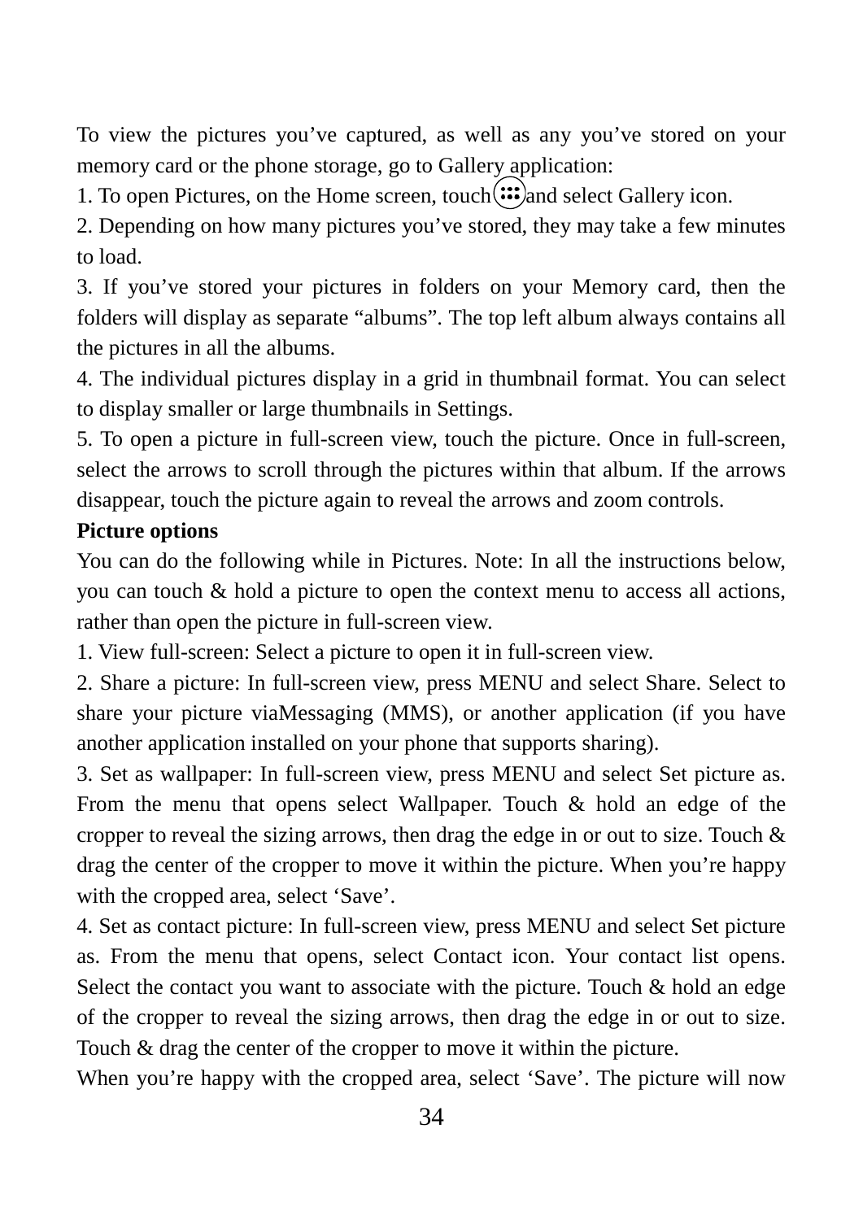To view the pictures you've captured, as well as any you've stored on your memory card or the phone storage, go to Gallery application:

1. To open Pictures, on the Home screen, touch and select Gallery icon.
2. Depending on how many pictures you've stored, they may take a few minutes to load.
3. If you've stored your pictures in folders on your Memory card, then the folders will display as separate "albums". The top left album always contains all the pictures in all the albums.
4. The individual pictures display in a grid in thumbnail format. You can select to display smaller or large thumbnails in Settings.
5. To open a picture in full-screen view, touch the picture. Once in full-screen, select the arrows to scroll through the pictures within that album. If the arrows disappear, touch the picture again to reveal the arrows and zoom controls.

**Picture options**

You can do the following while in Pictures. Note: In all the instructions below, you can touch & hold a picture to open the context menu to access all actions, rather than open the picture in full-screen view.

1. View full-screen: Select a picture to open it in full-screen view.
2. Share a picture: In full-screen view, press MENU and select Share. Select to share your picture viaMessaging (MMS), or another application (if you have another application installed on your phone that supports sharing).
3. Set as wallpaper: In full-screen view, press MENU and select Set picture as. From the menu that opens select Wallpaper. Touch & hold an edge of the cropper to reveal the sizing arrows, then drag the edge in or out to size. Touch & drag the center of the cropper to move it within the picture. When you're happy with the cropped area, select 'Save'.
4. Set as contact picture: In full-screen view, press MENU and select Set picture as. From the menu that opens, select Contact icon. Your contact list opens. Select the contact you want to associate with the picture. Touch & hold an edge of the cropper to reveal the sizing arrows, then drag the edge in or out to size. Touch & drag the center of the cropper to move it within the picture.

When you're happy with the cropped area, select 'Save'. The picture will now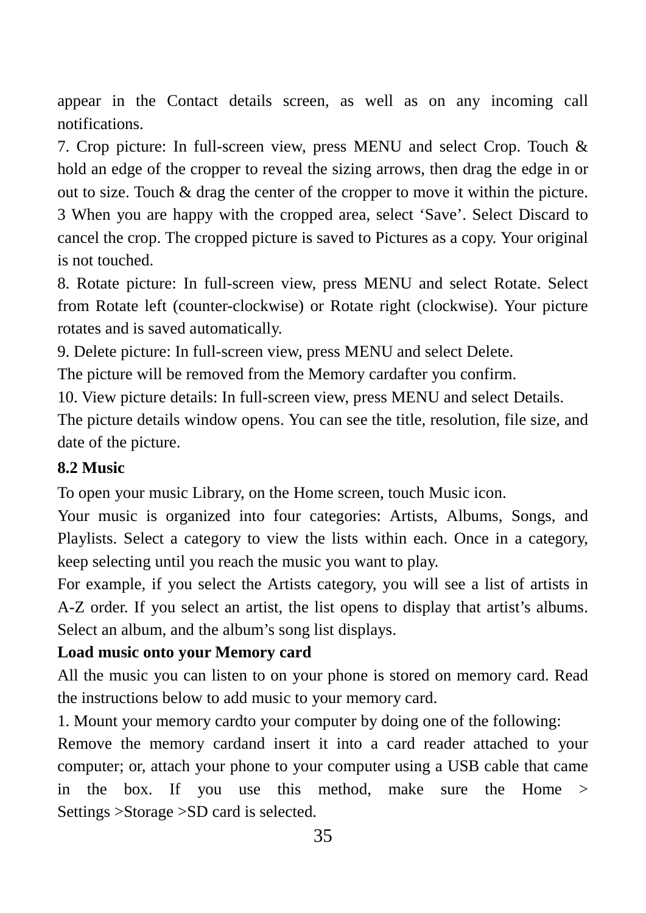appear in the Contact details screen, as well as on any incoming call notifications.

7. Crop picture: In full-screen view, press MENU and select Crop. Touch & hold an edge of the cropper to reveal the sizing arrows, then drag the edge in or out to size. Touch & drag the center of the cropper to move it within the picture. 3 When you are happy with the cropped area, select ‘Save’. Select Discard to cancel the crop. The cropped picture is saved to Pictures as a copy. Your original is not touched.

8. Rotate picture: In full-screen view, press MENU and select Rotate. Select from Rotate left (counter-clockwise) or Rotate right (clockwise). Your picture rotates and is saved automatically.

9. Delete picture: In full-screen view, press MENU and select Delete.

The picture will be removed from the Memory cardafter you confirm.

10. View picture details: In full-screen view, press MENU and select Details.

The picture details window opens. You can see the title, resolution, file size, and date of the picture.

**8.2 Music**

To open your music Library, on the Home screen, touch Music icon.

Your music is organized into four categories: Artists, Albums, Songs, and Playlists. Select a category to view the lists within each. Once in a category, keep selecting until you reach the music you want to play.

For example, if you select the Artists category, you will see a list of artists in A-Z order. If you select an artist, the list opens to display that artist’s albums. Select an album, and the album’s song list displays.

**Load music onto your Memory card**

All the music you can listen to on your phone is stored on memory card. Read the instructions below to add music to your memory card.

1. Mount your memory cardto your computer by doing one of the following:

Remove the memory cardand insert it into a card reader attached to your computer; or, attach your phone to your computer using a USB cable that came in the box. If you use this method, make sure the Home > Settings >Storage >SD card is selected.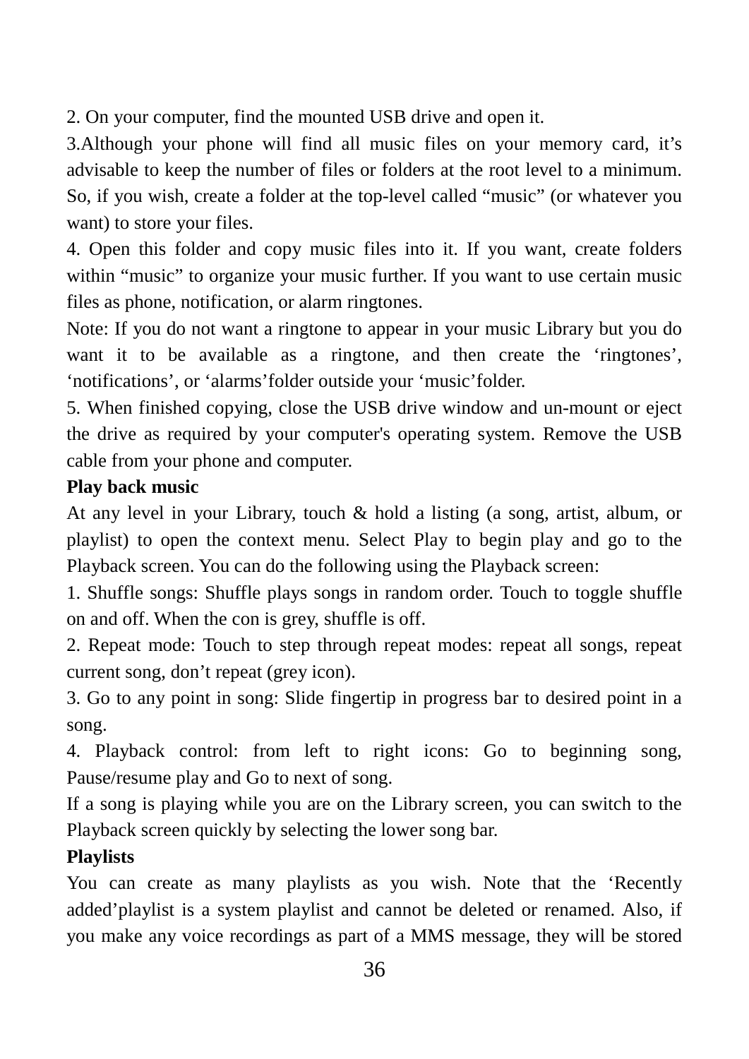2. On your computer, find the mounted USB drive and open it.

3.Although your phone will find all music files on your memory card, it’s advisable to keep the number of files or folders at the root level to a minimum. So, if you wish, create a folder at the top-level called “music” (or whatever you want) to store your files.

4. Open this folder and copy music files into it. If you want, create folders within “music” to organize your music further. If you want to use certain music files as phone, notification, or alarm ringtones.

Note: If you do not want a ringtone to appear in your music Library but you do want it to be available as a ringtone, and then create the ‘ringtones’, ‘notifications’, or ‘alarms’folder outside your ‘music’folder.

5. When finished copying, close the USB drive window and un-mount or eject the drive as required by your computer's operating system. Remove the USB cable from your phone and computer.

**Play back music**

At any level in your Library, touch & hold a listing (a song, artist, album, or playlist) to open the context menu. Select Play to begin play and go to the Playback screen. You can do the following using the Playback screen:

1. Shuffle songs: Shuffle plays songs in random order. Touch to toggle shuffle on and off. When the con is grey, shuffle is off.

2. Repeat mode: Touch to step through repeat modes: repeat all songs, repeat current song, don’t repeat (grey icon).

3. Go to any point in song: Slide fingertip in progress bar to desired point in a song.

4. Playback control: from left to right icons: Go to beginning song, Pause/resume play and Go to next of song.

If a song is playing while you are on the Library screen, you can switch to the Playback screen quickly by selecting the lower song bar.

**Playlists**

You can create as many playlists as you wish. Note that the ‘Recently added’playlist is a system playlist and cannot be deleted or renamed. Also, if you make any voice recordings as part of a MMS message, they will be stored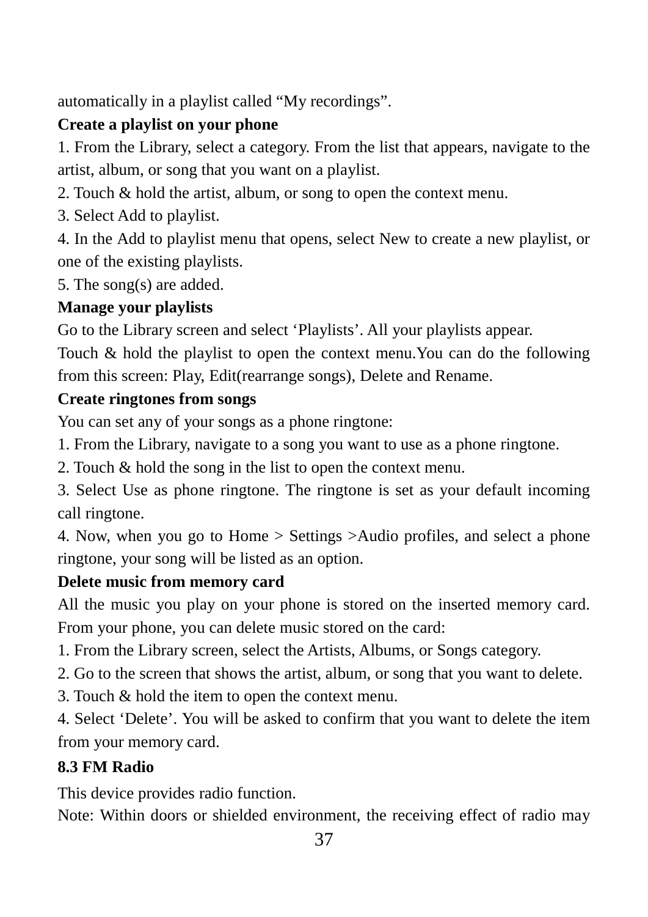automatically in a playlist called “My recordings”.

**Create a playlist on your phone**

1. From the Library, select a category. From the list that appears, navigate to the artist, album, or song that you want on a playlist.
2. Touch & hold the artist, album, or song to open the context menu.
3. Select Add to playlist.
4. In the Add to playlist menu that opens, select New to create a new playlist, or one of the existing playlists.
5. The song(s) are added.

**Manage your playlists**

Go to the Library screen and select ‘Playlists’. All your playlists appear.

Touch & hold the playlist to open the context menu.You can do the following from this screen: Play, Edit(rearrange songs), Delete and Rename.

**Create ringtones from songs**

You can set any of your songs as a phone ringtone:

1. From the Library, navigate to a song you want to use as a phone ringtone.
2. Touch & hold the song in the list to open the context menu.
3. Select Use as phone ringtone. The ringtone is set as your default incoming call ringtone.
4. Now, when you go to Home > Settings >Audio profiles, and select a phone ringtone, your song will be listed as an option.

**Delete music from memory card**

All the music you play on your phone is stored on the inserted memory card. From your phone, you can delete music stored on the card:

1. From the Library screen, select the Artists, Albums, or Songs category.
2. Go to the screen that shows the artist, album, or song that you want to delete.
3. Touch & hold the item to open the context menu.
4. Select ‘Delete’. You will be asked to confirm that you want to delete the item from your memory card.

## 8.3 FM Radio

This device provides radio function.

Note: Within doors or shielded environment, the receiving effect of radio may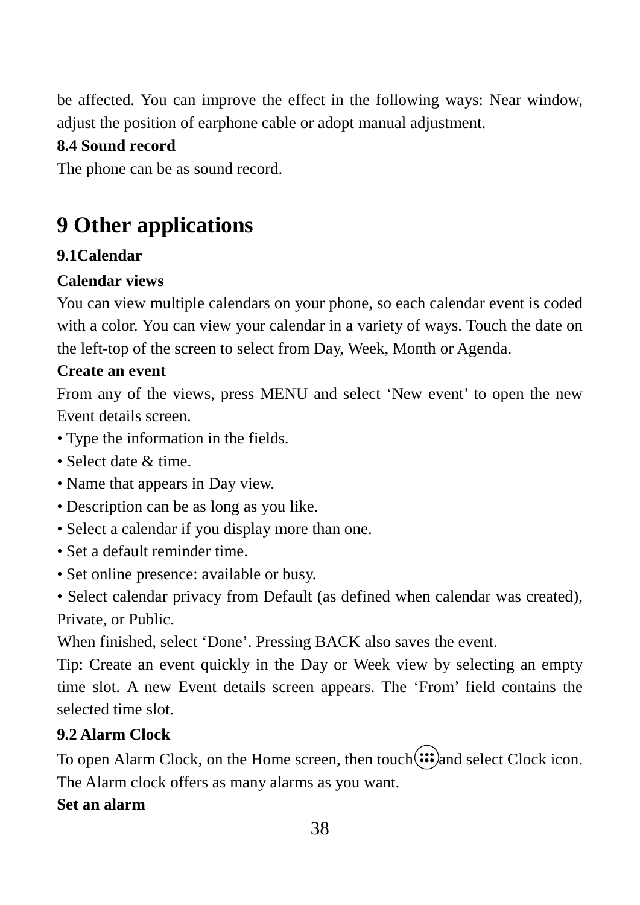be affected. You can improve the effect in the following ways: Near window, adjust the position of earphone cable or adopt manual adjustment.

**8.4 Sound record**

The phone can be as sound record.

# 9 Other applications

**9.1Calendar**

**Calendar views**

You can view multiple calendars on your phone, so each calendar event is coded with a color. You can view your calendar in a variety of ways. Touch the date on the left-top of the screen to select from Day, Week, Month or Agenda.

**Create an event**

From any of the views, press MENU and select ‘New event’ to open the new Event details screen.

• Type the information in the fields.
• Select date & time.
• Name that appears in Day view.
• Description can be as long as you like.
• Select a calendar if you display more than one.
• Set a default reminder time.
• Set online presence: available or busy.
• Select calendar privacy from Default (as defined when calendar was created), Private, or Public.

When finished, select ‘Done’. Pressing BACK also saves the event.

Tip: Create an event quickly in the Day or Week view by selecting an empty time slot. A new Event details screen appears. The ‘From’ field contains the selected time slot.

**9.2 Alarm Clock**

To open Alarm Clock, on the Home screen, then touch and select Clock icon. The Alarm clock offers as many alarms as you want.

**Set an alarm**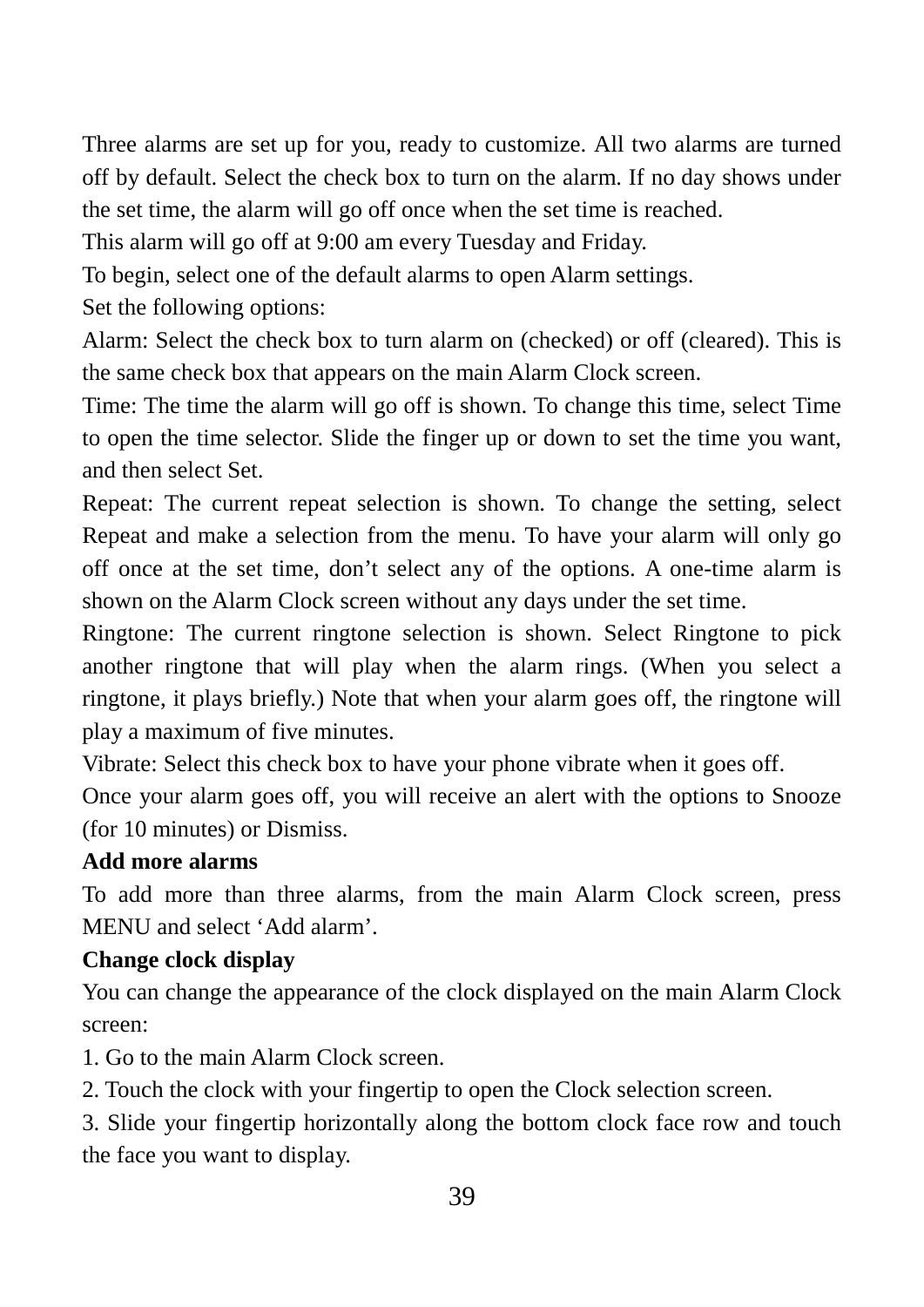Three alarms are set up for you, ready to customize. All two alarms are turned off by default. Select the check box to turn on the alarm. If no day shows under the set time, the alarm will go off once when the set time is reached.

This alarm will go off at 9:00 am every Tuesday and Friday.

To begin, select one of the default alarms to open Alarm settings.

Set the following options:

Alarm: Select the check box to turn alarm on (checked) or off (cleared). This is the same check box that appears on the main Alarm Clock screen.

Time: The time the alarm will go off is shown. To change this time, select Time to open the time selector. Slide the finger up or down to set the time you want, and then select Set.

Repeat: The current repeat selection is shown. To change the setting, select Repeat and make a selection from the menu. To have your alarm will only go off once at the set time, don't select any of the options. A one-time alarm is shown on the Alarm Clock screen without any days under the set time.

Ringtone: The current ringtone selection is shown. Select Ringtone to pick another ringtone that will play when the alarm rings. (When you select a ringtone, it plays briefly.) Note that when your alarm goes off, the ringtone will play a maximum of five minutes.

Vibrate: Select this check box to have your phone vibrate when it goes off.

Once your alarm goes off, you will receive an alert with the options to Snooze (for 10 minutes) or Dismiss.

**Add more alarms**

To add more than three alarms, from the main Alarm Clock screen, press MENU and select 'Add alarm'.

**Change clock display**

You can change the appearance of the clock displayed on the main Alarm Clock screen:

1. Go to the main Alarm Clock screen.
2. Touch the clock with your fingertip to open the Clock selection screen.
3. Slide your fingertip horizontally along the bottom clock face row and touch the face you want to display.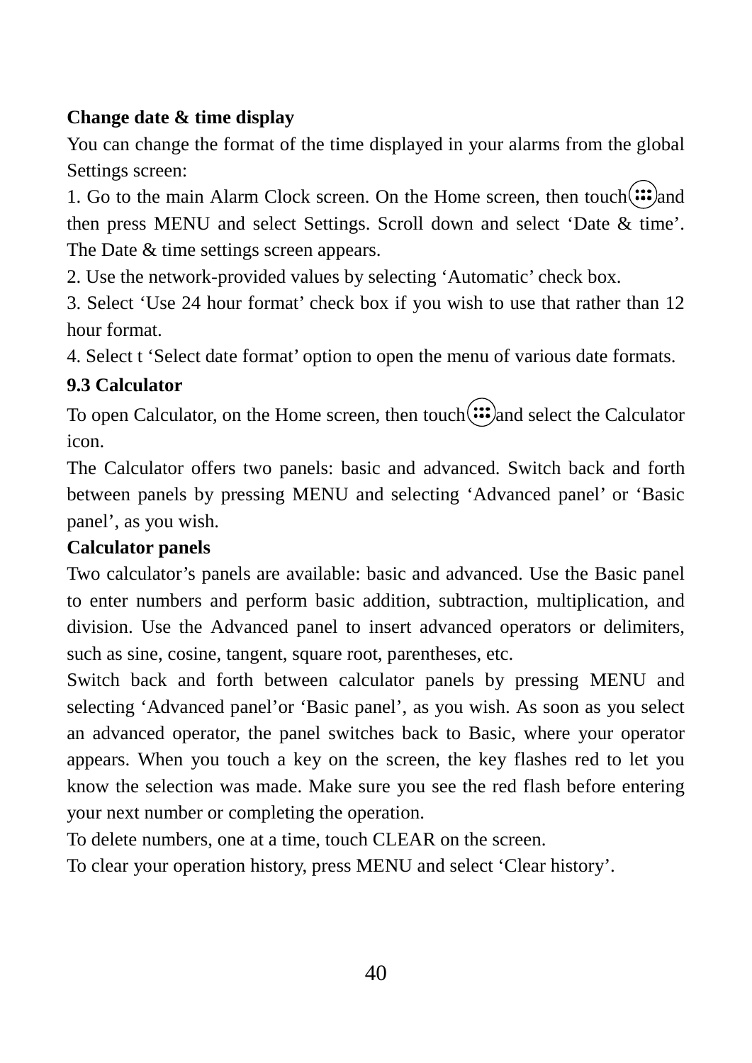**Change date & time display**

You can change the format of the time displayed in your alarms from the global Settings screen:

1. Go to the main Alarm Clock screen. On the Home screen, then touch and then press MENU and select Settings. Scroll down and select 'Date & time'. The Date & time settings screen appears.
2. Use the network-provided values by selecting 'Automatic' check box.
3. Select 'Use 24 hour format' check box if you wish to use that rather than 12 hour format.
4. Select t 'Select date format' option to open the menu of various date formats.

**9.3 Calculator**

To open Calculator, on the Home screen, then touch and select the Calculator icon.

The Calculator offers two panels: basic and advanced. Switch back and forth between panels by pressing MENU and selecting 'Advanced panel' or 'Basic panel', as you wish.

**Calculator panels**

Two calculator's panels are available: basic and advanced. Use the Basic panel to enter numbers and perform basic addition, subtraction, multiplication, and division. Use the Advanced panel to insert advanced operators or delimiters, such as sine, cosine, tangent, square root, parentheses, etc.

Switch back and forth between calculator panels by pressing MENU and selecting 'Advanced panel'or 'Basic panel', as you wish. As soon as you select an advanced operator, the panel switches back to Basic, where your operator appears. When you touch a key on the screen, the key flashes red to let you know the selection was made. Make sure you see the red flash before entering your next number or completing the operation.

To delete numbers, one at a time, touch CLEAR on the screen.

To clear your operation history, press MENU and select 'Clear history'.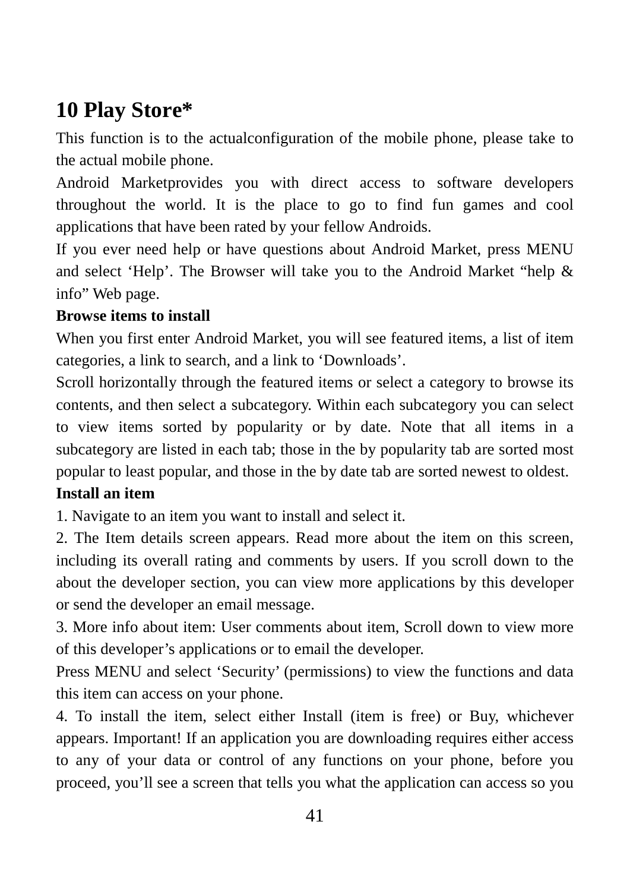# 10 Play Store*

This function is to the actualconfiguration of the mobile phone, please take to the actual mobile phone.

Android Marketprovides you with direct access to software developers throughout the world. It is the place to go to find fun games and cool applications that have been rated by your fellow Androids.

If you ever need help or have questions about Android Market, press MENU and select ‘Help’. The Browser will take you to the Android Market “help & info” Web page.

**Browse items to install**

When you first enter Android Market, you will see featured items, a list of item categories, a link to search, and a link to ‘Downloads’.

Scroll horizontally through the featured items or select a category to browse its contents, and then select a subcategory. Within each subcategory you can select to view items sorted by popularity or by date. Note that all items in a subcategory are listed in each tab; those in the by popularity tab are sorted most popular to least popular, and those in the by date tab are sorted newest to oldest.

**Install an item**

1. Navigate to an item you want to install and select it.

2. The Item details screen appears. Read more about the item on this screen, including its overall rating and comments by users. If you scroll down to the about the developer section, you can view more applications by this developer or send the developer an email message.

3. More info about item: User comments about item, Scroll down to view more of this developer’s applications or to email the developer.

Press MENU and select ‘Security’ (permissions) to view the functions and data this item can access on your phone.

4. To install the item, select either Install (item is free) or Buy, whichever appears. Important! If an application you are downloading requires either access to any of your data or control of any functions on your phone, before you proceed, you’ll see a screen that tells you what the application can access so you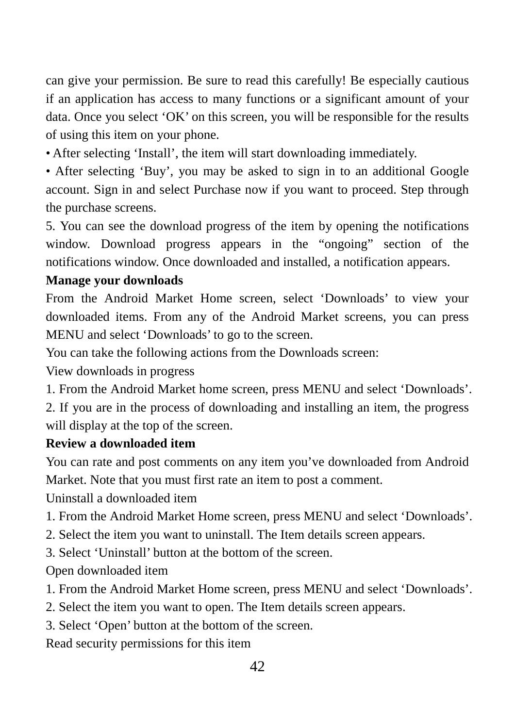can give your permission. Be sure to read this carefully! Be especially cautious if an application has access to many functions or a significant amount of your data. Once you select ‘OK’ on this screen, you will be responsible for the results of using this item on your phone.

• After selecting ‘Install’, the item will start downloading immediately.

• After selecting ‘Buy’, you may be asked to sign in to an additional Google account. Sign in and select Purchase now if you want to proceed. Step through the purchase screens.

5. You can see the download progress of the item by opening the notifications window. Download progress appears in the “ongoing” section of the notifications window. Once downloaded and installed, a notification appears.

**Manage your downloads**

From the Android Market Home screen, select ‘Downloads’ to view your downloaded items. From any of the Android Market screens, you can press MENU and select ‘Downloads’ to go to the screen.

You can take the following actions from the Downloads screen:

View downloads in progress

1. From the Android Market home screen, press MENU and select ‘Downloads’.
2. If you are in the process of downloading and installing an item, the progress will display at the top of the screen.

**Review a downloaded item**

You can rate and post comments on any item you’ve downloaded from Android Market. Note that you must first rate an item to post a comment.

Uninstall a downloaded item

1. From the Android Market Home screen, press MENU and select ‘Downloads’.
2. Select the item you want to uninstall. The Item details screen appears.
3. Select ‘Uninstall’ button at the bottom of the screen.

Open downloaded item

1. From the Android Market Home screen, press MENU and select ‘Downloads’.
2. Select the item you want to open. The Item details screen appears.
3. Select ‘Open’ button at the bottom of the screen.

Read security permissions for this item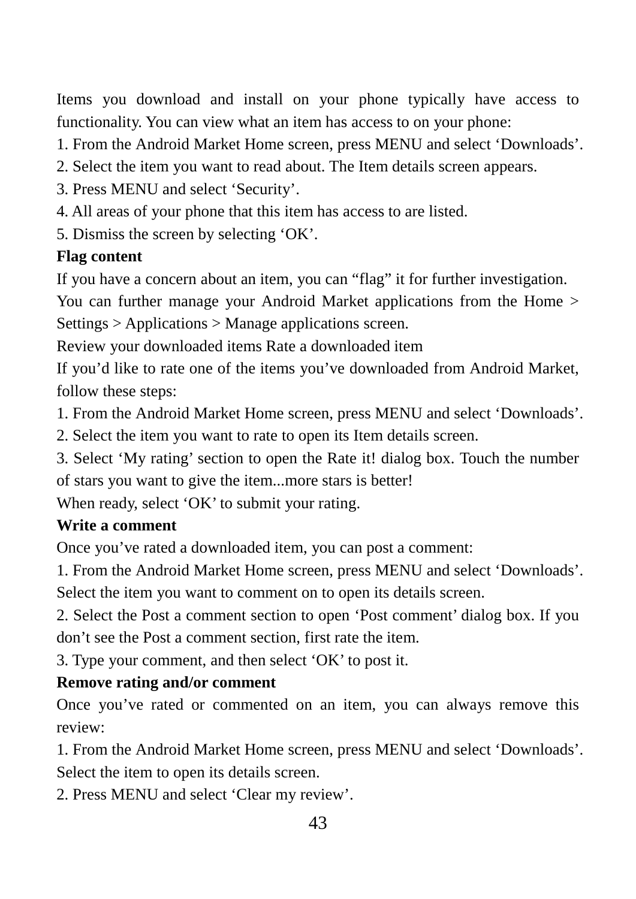Items you download and install on your phone typically have access to functionality. You can view what an item has access to on your phone:

1. From the Android Market Home screen, press MENU and select ‘Downloads’.
2. Select the item you want to read about. The Item details screen appears.
3. Press MENU and select ‘Security’.
4. All areas of your phone that this item has access to are listed.
5. Dismiss the screen by selecting ‘OK’.

**Flag content**

If you have a concern about an item, you can “flag” it for further investigation.

You can further manage your Android Market applications from the Home > Settings > Applications > Manage applications screen.

Review your downloaded items Rate a downloaded item

If you’d like to rate one of the items you’ve downloaded from Android Market, follow these steps:

1. From the Android Market Home screen, press MENU and select ‘Downloads’.
2. Select the item you want to rate to open its Item details screen.
3. Select ‘My rating’ section to open the Rate it! dialog box. Touch the number of stars you want to give the item...more stars is better!

When ready, select ‘OK’ to submit your rating.

**Write a comment**

Once you’ve rated a downloaded item, you can post a comment:

1. From the Android Market Home screen, press MENU and select ‘Downloads’. Select the item you want to comment on to open its details screen.
2. Select the Post a comment section to open ‘Post comment’ dialog box. If you don’t see the Post a comment section, first rate the item.
3. Type your comment, and then select ‘OK’ to post it.

**Remove rating and/or comment**

Once you’ve rated or commented on an item, you can always remove this review:

1. From the Android Market Home screen, press MENU and select ‘Downloads’. Select the item to open its details screen.
2. Press MENU and select ‘Clear my review’.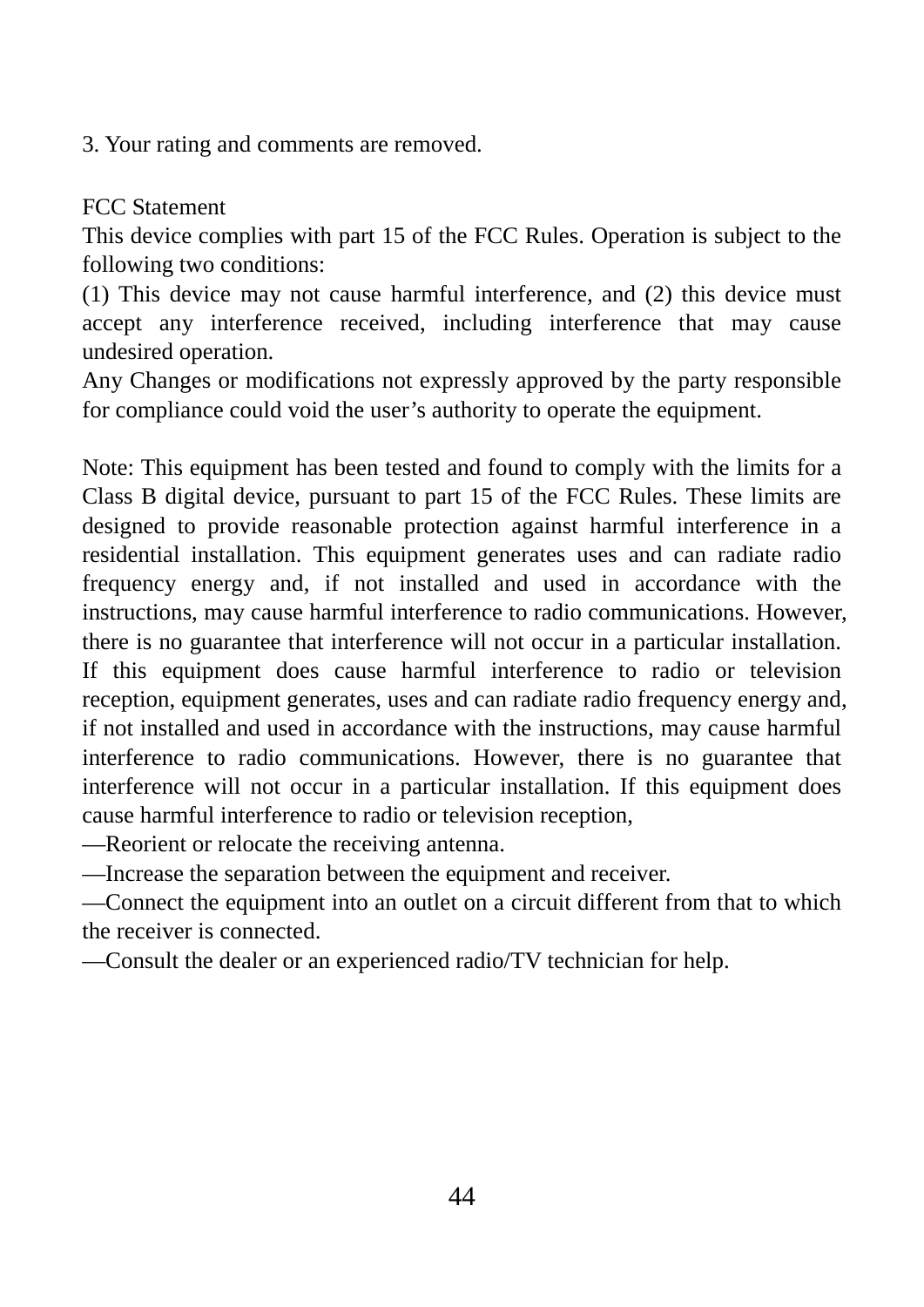3. Your rating and comments are removed.

FCC Statement

This device complies with part 15 of the FCC Rules. Operation is subject to the following two conditions:

(1) This device may not cause harmful interference, and (2) this device must accept any interference received, including interference that may cause undesired operation.

Any Changes or modifications not expressly approved by the party responsible for compliance could void the user’s authority to operate the equipment.

Note: This equipment has been tested and found to comply with the limits for a Class B digital device, pursuant to part 15 of the FCC Rules. These limits are designed to provide reasonable protection against harmful interference in a residential installation. This equipment generates uses and can radiate radio frequency energy and, if not installed and used in accordance with the instructions, may cause harmful interference to radio communications. However, there is no guarantee that interference will not occur in a particular installation. If this equipment does cause harmful interference to radio or television reception, equipment generates, uses and can radiate radio frequency energy and, if not installed and used in accordance with the instructions, may cause harmful interference to radio communications. However, there is no guarantee that interference will not occur in a particular installation. If this equipment does cause harmful interference to radio or television reception,

—Reorient or relocate the receiving antenna.

—Increase the separation between the equipment and receiver.

—Connect the equipment into an outlet on a circuit different from that to which the receiver is connected.

—Consult the dealer or an experienced radio/TV technician for help.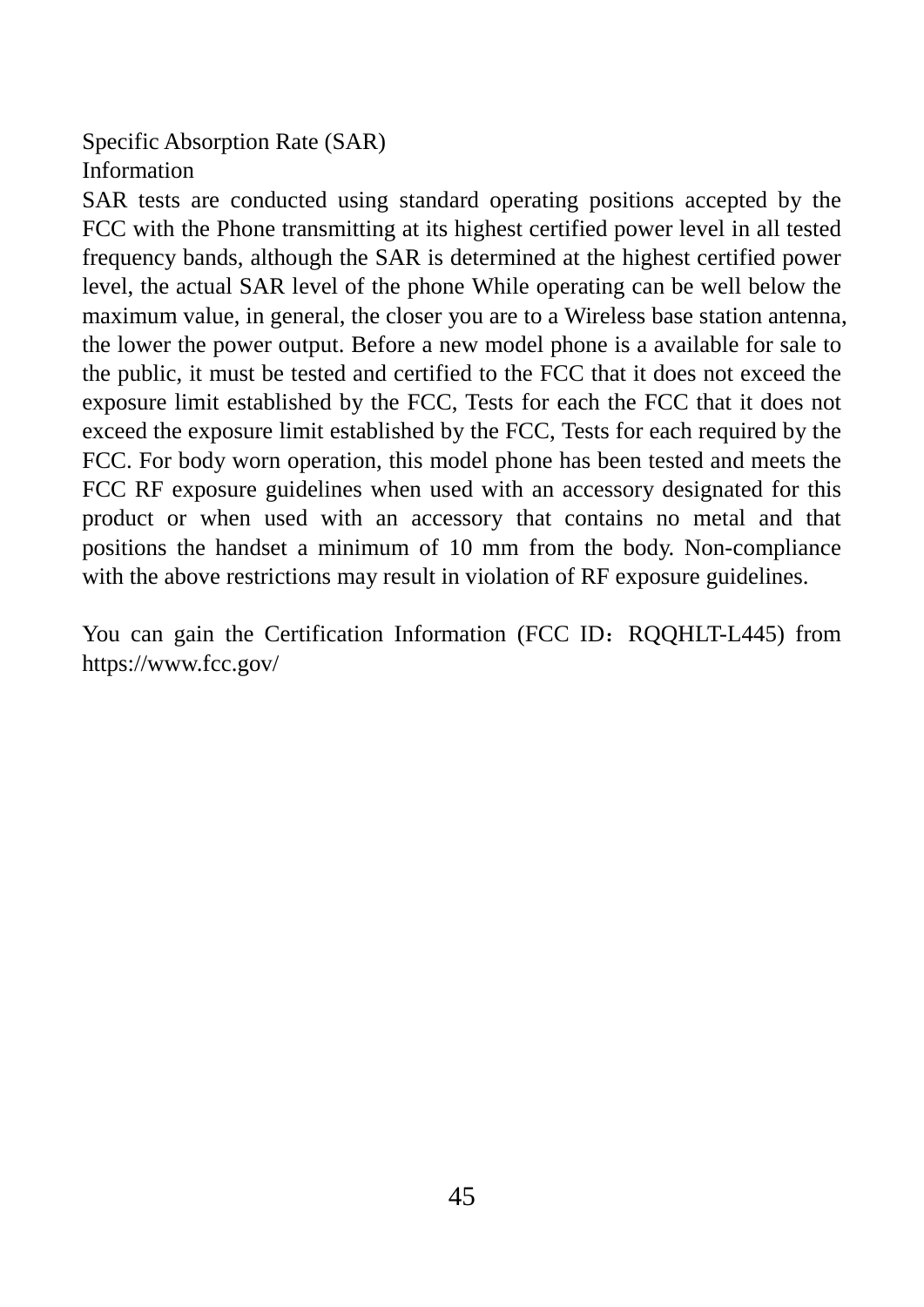Specific Absorption Rate (SAR)
Information

SAR tests are conducted using standard operating positions accepted by the FCC with the Phone transmitting at its highest certified power level in all tested frequency bands, although the SAR is determined at the highest certified power level, the actual SAR level of the phone While operating can be well below the maximum value, in general, the closer you are to a Wireless base station antenna, the lower the power output. Before a new model phone is a available for sale to the public, it must be tested and certified to the FCC that it does not exceed the exposure limit established by the FCC, Tests for each the FCC that it does not exceed the exposure limit established by the FCC, Tests for each required by the FCC. For body worn operation, this model phone has been tested and meets the FCC RF exposure guidelines when used with an accessory designated for this product or when used with an accessory that contains no metal and that positions the handset a minimum of 10 mm from the body. Non-compliance with the above restrictions may result in violation of RF exposure guidelines.

You can gain the Certification Information (FCC ID：RQQHLT-L445) from https://www.fcc.gov/